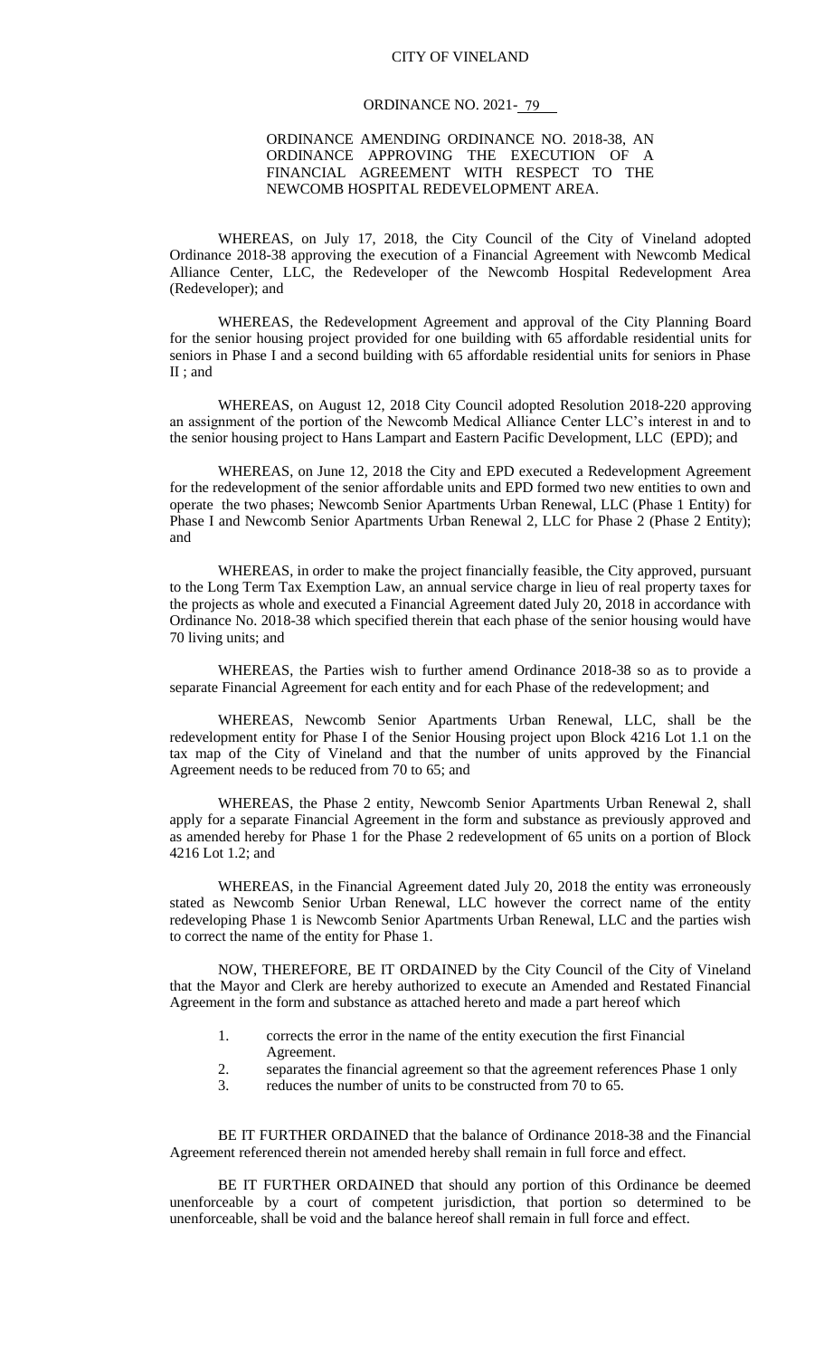CITY OF VINELAND

ORDINANCE NO. 2021- 79

ORDINANCE AMENDING ORDINANCE NO. 2018-38, AN ORDINANCE APPROVING THE EXECUTION OF A FINANCIAL AGREEMENT WITH RESPECT TO THE NEWCOMB HOSPITAL REDEVELOPMENT AREA.

WHEREAS, on July 17, 2018, the City Council of the City of Vineland adopted Ordinance 2018-38 approving the execution of a Financial Agreement with Newcomb Medical Alliance Center, LLC, the Redeveloper of the Newcomb Hospital Redevelopment Area (Redeveloper); and

WHEREAS, the Redevelopment Agreement and approval of the City Planning Board for the senior housing project provided for one building with 65 affordable residential units for seniors in Phase I and a second building with 65 affordable residential units for seniors in Phase II ; and

WHEREAS, on August 12, 2018 City Council adopted Resolution 2018-220 approving an assignment of the portion of the Newcomb Medical Alliance Center LLC's interest in and to the senior housing project to Hans Lampart and Eastern Pacific Development, LLC (EPD); and

WHEREAS, on June 12, 2018 the City and EPD executed a Redevelopment Agreement for the redevelopment of the senior affordable units and EPD formed two new entities to own and operate the two phases; Newcomb Senior Apartments Urban Renewal, LLC (Phase 1 Entity) for Phase I and Newcomb Senior Apartments Urban Renewal 2, LLC for Phase 2 (Phase 2 Entity); and

WHEREAS, in order to make the project financially feasible, the City approved, pursuant to the Long Term Tax Exemption Law, an annual service charge in lieu of real property taxes for the projects as whole and executed a Financial Agreement dated July 20, 2018 in accordance with Ordinance No. 2018-38 which specified therein that each phase of the senior housing would have 70 living units; and

WHEREAS, the Parties wish to further amend Ordinance 2018-38 so as to provide a separate Financial Agreement for each entity and for each Phase of the redevelopment; and

WHEREAS, Newcomb Senior Apartments Urban Renewal, LLC, shall be the redevelopment entity for Phase I of the Senior Housing project upon Block 4216 Lot 1.1 on the tax map of the City of Vineland and that the number of units approved by the Financial Agreement needs to be reduced from 70 to 65; and

WHEREAS, the Phase 2 entity, Newcomb Senior Apartments Urban Renewal 2, shall apply for a separate Financial Agreement in the form and substance as previously approved and as amended hereby for Phase 1 for the Phase 2 redevelopment of 65 units on a portion of Block 4216 Lot 1.2; and

WHEREAS, in the Financial Agreement dated July 20, 2018 the entity was erroneously stated as Newcomb Senior Urban Renewal, LLC however the correct name of the entity redeveloping Phase 1 is Newcomb Senior Apartments Urban Renewal, LLC and the parties wish to correct the name of the entity for Phase 1.

NOW, THEREFORE, BE IT ORDAINED by the City Council of the City of Vineland that the Mayor and Clerk are hereby authorized to execute an Amended and Restated Financial Agreement in the form and substance as attached hereto and made a part hereof which

1. corrects the error in the name of the entity execution the first Financial Agreement.
2. separates the financial agreement so that the agreement references Phase 1 only
3. reduces the number of units to be constructed from 70 to 65.

BE IT FURTHER ORDAINED that the balance of Ordinance 2018-38 and the Financial Agreement referenced therein not amended hereby shall remain in full force and effect.

BE IT FURTHER ORDAINED that should any portion of this Ordinance be deemed unenforceable by a court of competent jurisdiction, that portion so determined to be unenforceable, shall be void and the balance hereof shall remain in full force and effect.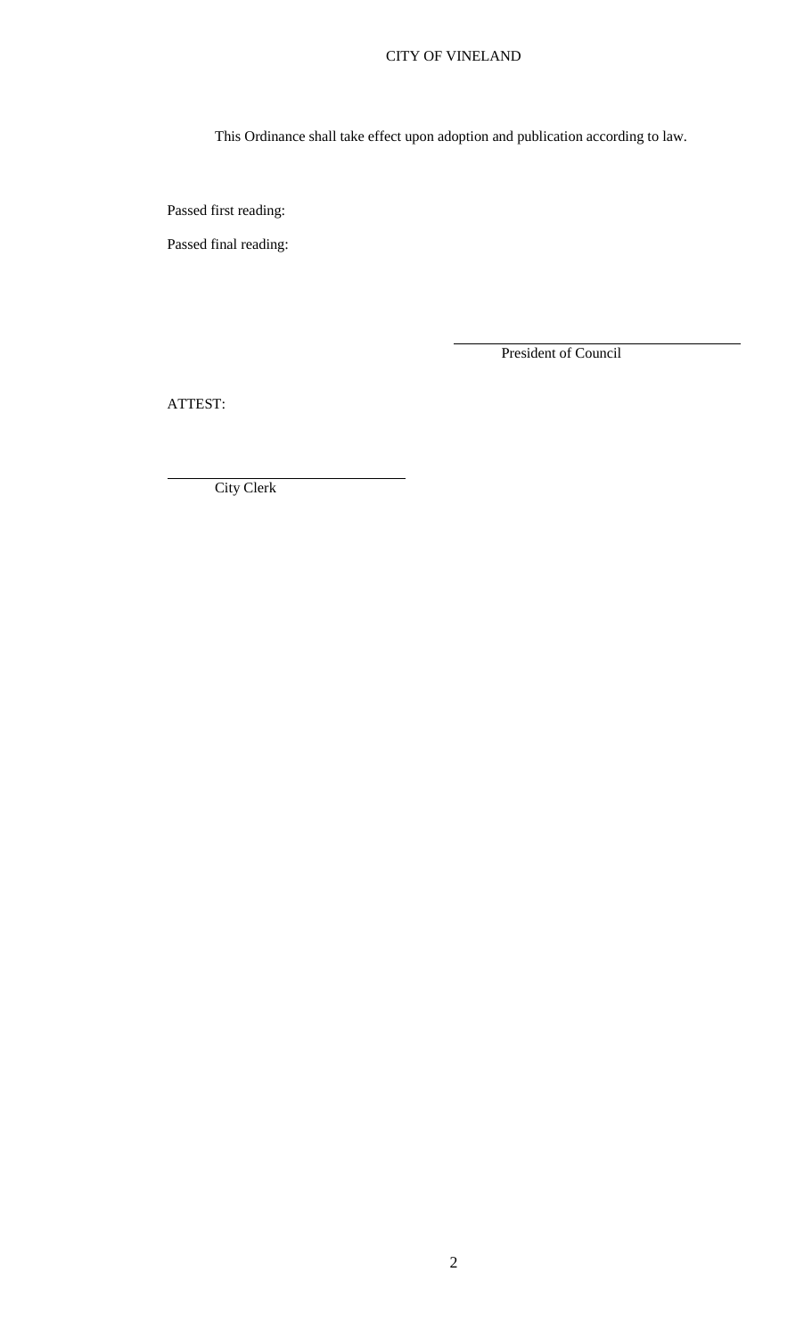This Ordinance shall take effect upon adoption and publication according to law.

Passed first reading:

Passed final reading:

\_\_\_\_\_\_\_\_\_\_\_\_\_\_\_\_\_\_\_\_\_\_\_\_\_\_\_\_\_\_\_\_

President of Council

ATTEST:

\_\_\_\_\_\_\_\_\_\_\_\_\_\_\_\_\_\_\_\_\_\_\_\_\_\_\_\_\_\_\_\_

City Clerk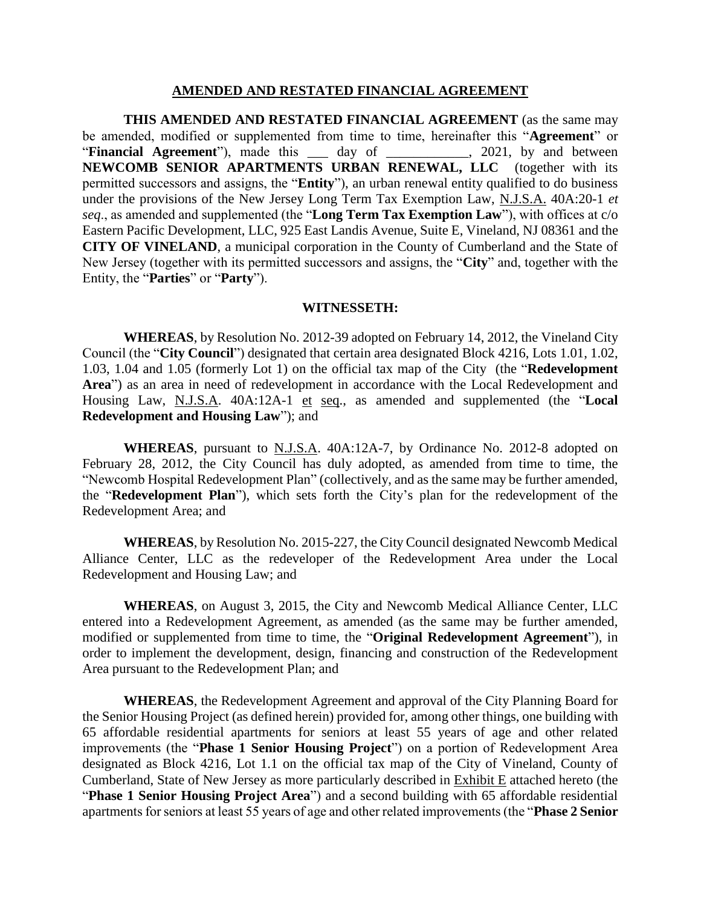## AMENDED AND RESTATED FINANCIAL AGREEMENT

**THIS AMENDED AND RESTATED FINANCIAL AGREEMENT** (as the same may be amended, modified or supplemented from time to time, hereinafter this "**Agreement**" or "**Financial Agreement**"), made this ___ day of ____________, 2021, by and between **NEWCOMB SENIOR APARTMENTS URBAN RENEWAL, LLC** (together with its permitted successors and assigns, the "**Entity**"), an urban renewal entity qualified to do business under the provisions of the New Jersey Long Term Tax Exemption Law, N.J.S.A. 40A:20-1 *et seq*., as amended and supplemented (the "**Long Term Tax Exemption Law**"), with offices at c/o Eastern Pacific Development, LLC, 925 East Landis Avenue, Suite E, Vineland, NJ 08361 and the **CITY OF VINELAND**, a municipal corporation in the County of Cumberland and the State of New Jersey (together with its permitted successors and assigns, the "**City**" and, together with the Entity, the "**Parties**" or "**Party**").

**WITNESSETH:**

**WHEREAS**, by Resolution No. 2012-39 adopted on February 14, 2012, the Vineland City Council (the "**City Council**") designated that certain area designated Block 4216, Lots 1.01, 1.02, 1.03, 1.04 and 1.05 (formerly Lot 1) on the official tax map of the City (the "**Redevelopment Area**") as an area in need of redevelopment in accordance with the Local Redevelopment and Housing Law, N.J.S.A. 40A:12A-1 et seq., as amended and supplemented (the "**Local Redevelopment and Housing Law**"); and

**WHEREAS**, pursuant to N.J.S.A. 40A:12A-7, by Ordinance No. 2012-8 adopted on February 28, 2012, the City Council has duly adopted, as amended from time to time, the "Newcomb Hospital Redevelopment Plan" (collectively, and as the same may be further amended, the "**Redevelopment Plan**"), which sets forth the City's plan for the redevelopment of the Redevelopment Area; and

**WHEREAS**, by Resolution No. 2015-227, the City Council designated Newcomb Medical Alliance Center, LLC as the redeveloper of the Redevelopment Area under the Local Redevelopment and Housing Law; and

**WHEREAS**, on August 3, 2015, the City and Newcomb Medical Alliance Center, LLC entered into a Redevelopment Agreement, as amended (as the same may be further amended, modified or supplemented from time to time, the "**Original Redevelopment Agreement**"), in order to implement the development, design, financing and construction of the Redevelopment Area pursuant to the Redevelopment Plan; and

**WHEREAS**, the Redevelopment Agreement and approval of the City Planning Board for the Senior Housing Project (as defined herein) provided for, among other things, one building with 65 affordable residential apartments for seniors at least 55 years of age and other related improvements (the "**Phase 1 Senior Housing Project**") on a portion of Redevelopment Area designated as Block 4216, Lot 1.1 on the official tax map of the City of Vineland, County of Cumberland, State of New Jersey as more particularly described in Exhibit E attached hereto (the "**Phase 1 Senior Housing Project Area**") and a second building with 65 affordable residential apartments for seniors at least 55 years of age and other related improvements (the "**Phase 2 Senior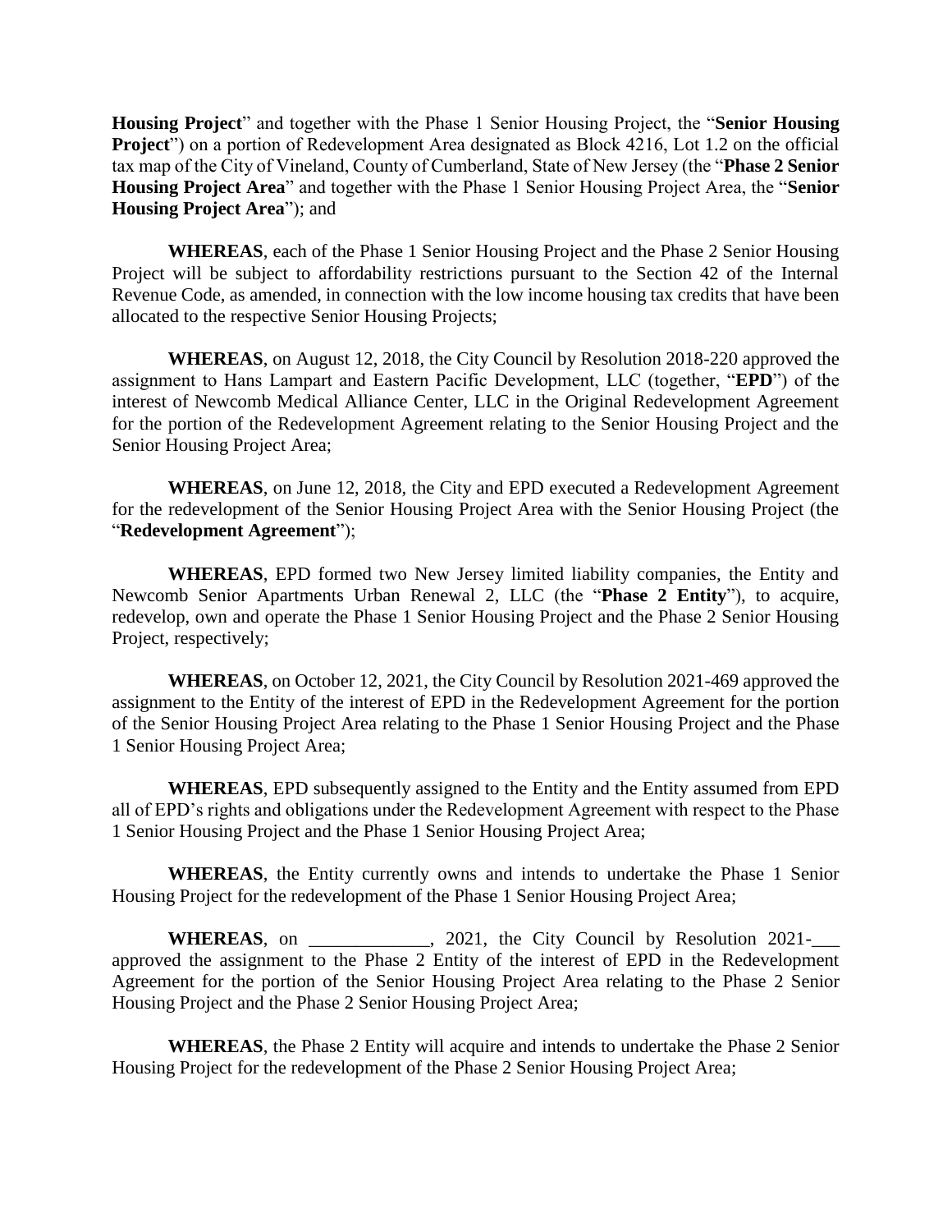**Housing Project**" and together with the Phase 1 Senior Housing Project, the "**Senior Housing Project**") on a portion of Redevelopment Area designated as Block 4216, Lot 1.2 on the official tax map of the City of Vineland, County of Cumberland, State of New Jersey (the "**Phase 2 Senior Housing Project Area**" and together with the Phase 1 Senior Housing Project Area, the "**Senior Housing Project Area**"); and

**WHEREAS**, each of the Phase 1 Senior Housing Project and the Phase 2 Senior Housing Project will be subject to affordability restrictions pursuant to the Section 42 of the Internal Revenue Code, as amended, in connection with the low income housing tax credits that have been allocated to the respective Senior Housing Projects;

**WHEREAS**, on August 12, 2018, the City Council by Resolution 2018-220 approved the assignment to Hans Lampart and Eastern Pacific Development, LLC (together, "**EPD**") of the interest of Newcomb Medical Alliance Center, LLC in the Original Redevelopment Agreement for the portion of the Redevelopment Agreement relating to the Senior Housing Project and the Senior Housing Project Area;

**WHEREAS**, on June 12, 2018, the City and EPD executed a Redevelopment Agreement for the redevelopment of the Senior Housing Project Area with the Senior Housing Project (the "**Redevelopment Agreement**");

**WHEREAS**, EPD formed two New Jersey limited liability companies, the Entity and Newcomb Senior Apartments Urban Renewal 2, LLC (the "**Phase 2 Entity**"), to acquire, redevelop, own and operate the Phase 1 Senior Housing Project and the Phase 2 Senior Housing Project, respectively;

**WHEREAS**, on October 12, 2021, the City Council by Resolution 2021-469 approved the assignment to the Entity of the interest of EPD in the Redevelopment Agreement for the portion of the Senior Housing Project Area relating to the Phase 1 Senior Housing Project and the Phase 1 Senior Housing Project Area;

**WHEREAS**, EPD subsequently assigned to the Entity and the Entity assumed from EPD all of EPD's rights and obligations under the Redevelopment Agreement with respect to the Phase 1 Senior Housing Project and the Phase 1 Senior Housing Project Area;

**WHEREAS**, the Entity currently owns and intends to undertake the Phase 1 Senior Housing Project for the redevelopment of the Phase 1 Senior Housing Project Area;

**WHEREAS**, on _____________, 2021, the City Council by Resolution 2021-___ approved the assignment to the Phase 2 Entity of the interest of EPD in the Redevelopment Agreement for the portion of the Senior Housing Project Area relating to the Phase 2 Senior Housing Project and the Phase 2 Senior Housing Project Area;

**WHEREAS**, the Phase 2 Entity will acquire and intends to undertake the Phase 2 Senior Housing Project for the redevelopment of the Phase 2 Senior Housing Project Area;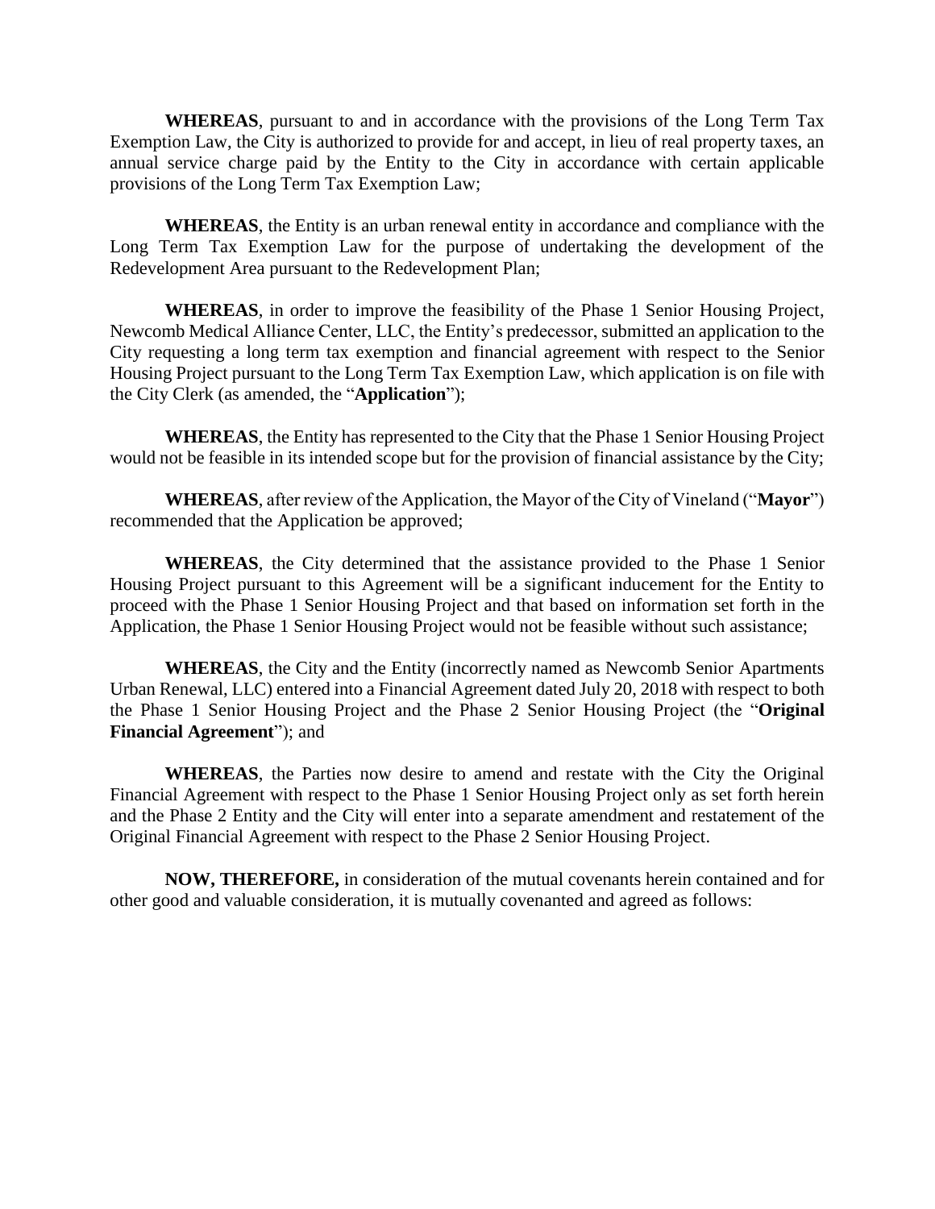**WHEREAS**, pursuant to and in accordance with the provisions of the Long Term Tax Exemption Law, the City is authorized to provide for and accept, in lieu of real property taxes, an annual service charge paid by the Entity to the City in accordance with certain applicable provisions of the Long Term Tax Exemption Law;

**WHEREAS**, the Entity is an urban renewal entity in accordance and compliance with the Long Term Tax Exemption Law for the purpose of undertaking the development of the Redevelopment Area pursuant to the Redevelopment Plan;

**WHEREAS**, in order to improve the feasibility of the Phase 1 Senior Housing Project, Newcomb Medical Alliance Center, LLC, the Entity's predecessor, submitted an application to the City requesting a long term tax exemption and financial agreement with respect to the Senior Housing Project pursuant to the Long Term Tax Exemption Law, which application is on file with the City Clerk (as amended, the "**Application**");

**WHEREAS**, the Entity has represented to the City that the Phase 1 Senior Housing Project would not be feasible in its intended scope but for the provision of financial assistance by the City;

**WHEREAS**, after review of the Application, the Mayor of the City of Vineland ("**Mayor**") recommended that the Application be approved;

**WHEREAS**, the City determined that the assistance provided to the Phase 1 Senior Housing Project pursuant to this Agreement will be a significant inducement for the Entity to proceed with the Phase 1 Senior Housing Project and that based on information set forth in the Application, the Phase 1 Senior Housing Project would not be feasible without such assistance;

**WHEREAS**, the City and the Entity (incorrectly named as Newcomb Senior Apartments Urban Renewal, LLC) entered into a Financial Agreement dated July 20, 2018 with respect to both the Phase 1 Senior Housing Project and the Phase 2 Senior Housing Project (the "**Original Financial Agreement**"); and

**WHEREAS**, the Parties now desire to amend and restate with the City the Original Financial Agreement with respect to the Phase 1 Senior Housing Project only as set forth herein and the Phase 2 Entity and the City will enter into a separate amendment and restatement of the Original Financial Agreement with respect to the Phase 2 Senior Housing Project.

**NOW, THEREFORE,** in consideration of the mutual covenants herein contained and for other good and valuable consideration, it is mutually covenanted and agreed as follows: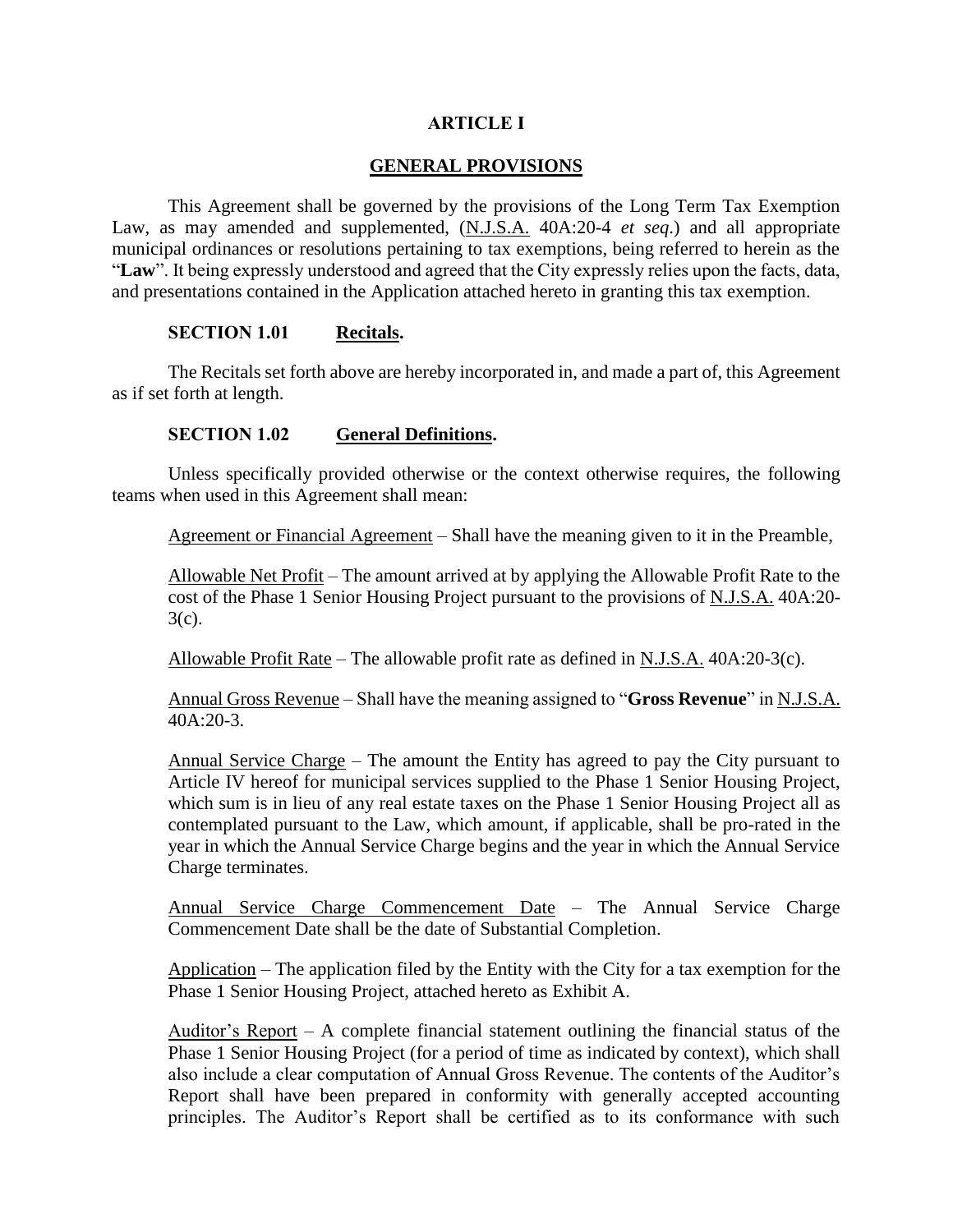## ARTICLE I

## GENERAL PROVISIONS

This Agreement shall be governed by the provisions of the Long Term Tax Exemption Law, as may amended and supplemented, (N.J.S.A. 40A:20-4 *et seq.*) and all appropriate municipal ordinances or resolutions pertaining to tax exemptions, being referred to herein as the "**Law**". It being expressly understood and agreed that the City expressly relies upon the facts, data, and presentations contained in the Application attached hereto in granting this tax exemption.

### SECTION 1.01 Recitals.

The Recitals set forth above are hereby incorporated in, and made a part of, this Agreement as if set forth at length.

### SECTION 1.02 General Definitions.

Unless specifically provided otherwise or the context otherwise requires, the following teams when used in this Agreement shall mean:

Agreement or Financial Agreement – Shall have the meaning given to it in the Preamble,

Allowable Net Profit – The amount arrived at by applying the Allowable Profit Rate to the cost of the Phase 1 Senior Housing Project pursuant to the provisions of N.J.S.A. 40A:20-3(c).

Allowable Profit Rate – The allowable profit rate as defined in N.J.S.A. 40A:20-3(c).

Annual Gross Revenue – Shall have the meaning assigned to "**Gross Revenue**" in N.J.S.A. 40A:20-3.

Annual Service Charge – The amount the Entity has agreed to pay the City pursuant to Article IV hereof for municipal services supplied to the Phase 1 Senior Housing Project, which sum is in lieu of any real estate taxes on the Phase 1 Senior Housing Project all as contemplated pursuant to the Law, which amount, if applicable, shall be pro-rated in the year in which the Annual Service Charge begins and the year in which the Annual Service Charge terminates.

Annual Service Charge Commencement Date – The Annual Service Charge Commencement Date shall be the date of Substantial Completion.

Application – The application filed by the Entity with the City for a tax exemption for the Phase 1 Senior Housing Project, attached hereto as Exhibit A.

Auditor's Report – A complete financial statement outlining the financial status of the Phase 1 Senior Housing Project (for a period of time as indicated by context), which shall also include a clear computation of Annual Gross Revenue. The contents of the Auditor's Report shall have been prepared in conformity with generally accepted accounting principles. The Auditor's Report shall be certified as to its conformance with such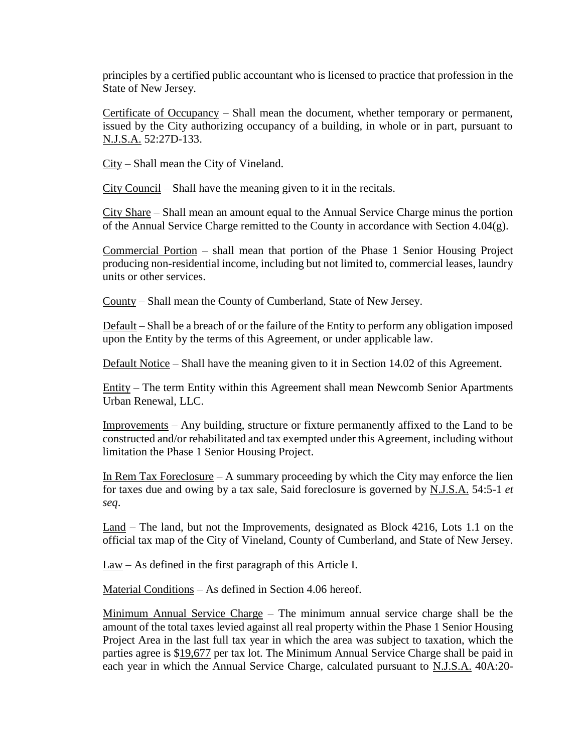principles by a certified public accountant who is licensed to practice that profession in the State of New Jersey.

Certificate of Occupancy – Shall mean the document, whether temporary or permanent, issued by the City authorizing occupancy of a building, in whole or in part, pursuant to N.J.S.A. 52:27D-133.

City – Shall mean the City of Vineland.

City Council – Shall have the meaning given to it in the recitals.

City Share – Shall mean an amount equal to the Annual Service Charge minus the portion of the Annual Service Charge remitted to the County in accordance with Section 4.04(g).

Commercial Portion – shall mean that portion of the Phase 1 Senior Housing Project producing non-residential income, including but not limited to, commercial leases, laundry units or other services.

County – Shall mean the County of Cumberland, State of New Jersey.

Default – Shall be a breach of or the failure of the Entity to perform any obligation imposed upon the Entity by the terms of this Agreement, or under applicable law.

Default Notice – Shall have the meaning given to it in Section 14.02 of this Agreement.

Entity – The term Entity within this Agreement shall mean Newcomb Senior Apartments Urban Renewal, LLC.

Improvements – Any building, structure or fixture permanently affixed to the Land to be constructed and/or rehabilitated and tax exempted under this Agreement, including without limitation the Phase 1 Senior Housing Project.

In Rem Tax Foreclosure – A summary proceeding by which the City may enforce the lien for taxes due and owing by a tax sale, Said foreclosure is governed by N.J.S.A. 54:5-1 *et seq*.

Land – The land, but not the Improvements, designated as Block 4216, Lots 1.1 on the official tax map of the City of Vineland, County of Cumberland, and State of New Jersey.

Law – As defined in the first paragraph of this Article I.

Material Conditions – As defined in Section 4.06 hereof.

Minimum Annual Service Charge – The minimum annual service charge shall be the amount of the total taxes levied against all real property within the Phase 1 Senior Housing Project Area in the last full tax year in which the area was subject to taxation, which the parties agree is $19,677 per tax lot. The Minimum Annual Service Charge shall be paid in each year in which the Annual Service Charge, calculated pursuant to N.J.S.A. 40A:20-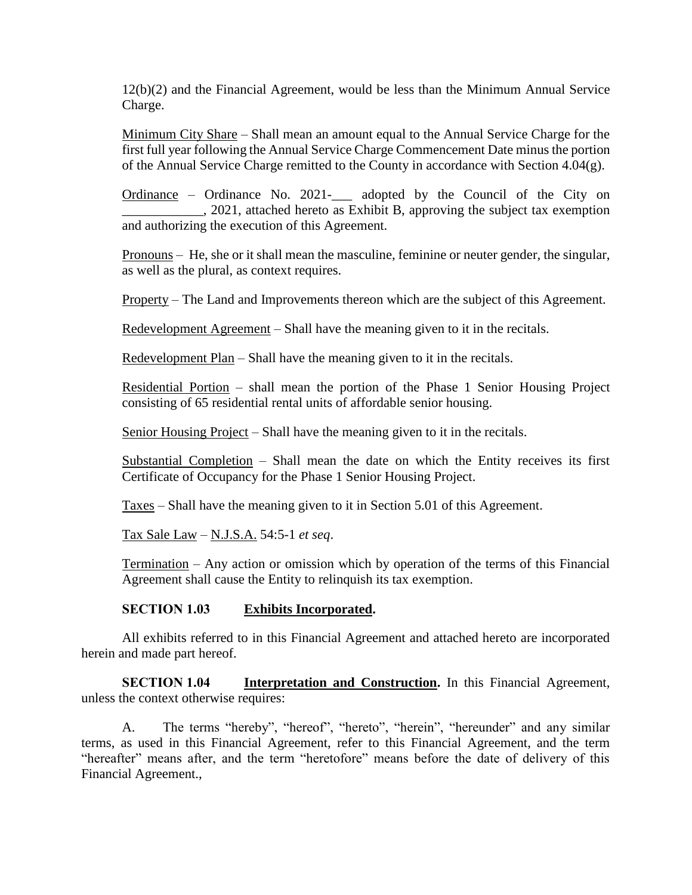12(b)(2) and the Financial Agreement, would be less than the Minimum Annual Service Charge.

Minimum City Share – Shall mean an amount equal to the Annual Service Charge for the first full year following the Annual Service Charge Commencement Date minus the portion of the Annual Service Charge remitted to the County in accordance with Section 4.04(g).

Ordinance – Ordinance No. 2021-___ adopted by the Council of the City on ____________, 2021, attached hereto as Exhibit B, approving the subject tax exemption and authorizing the execution of this Agreement.

Pronouns – He, she or it shall mean the masculine, feminine or neuter gender, the singular, as well as the plural, as context requires.

Property – The Land and Improvements thereon which are the subject of this Agreement.

Redevelopment Agreement – Shall have the meaning given to it in the recitals.

Redevelopment Plan – Shall have the meaning given to it in the recitals.

Residential Portion – shall mean the portion of the Phase 1 Senior Housing Project consisting of 65 residential rental units of affordable senior housing.

Senior Housing Project – Shall have the meaning given to it in the recitals.

Substantial Completion – Shall mean the date on which the Entity receives its first Certificate of Occupancy for the Phase 1 Senior Housing Project.

Taxes – Shall have the meaning given to it in Section 5.01 of this Agreement.

Tax Sale Law – N.J.S.A. 54:5-1 *et seq*.

Termination – Any action or omission which by operation of the terms of this Financial Agreement shall cause the Entity to relinquish its tax exemption.

**SECTION 1.03 Exhibits Incorporated.**

All exhibits referred to in this Financial Agreement and attached hereto are incorporated herein and made part hereof.

**SECTION 1.04 Interpretation and Construction.** In this Financial Agreement, unless the context otherwise requires:

A. The terms "hereby", "hereof", "hereto", "herein", "hereunder" and any similar terms, as used in this Financial Agreement, refer to this Financial Agreement, and the term "hereafter" means after, and the term "heretofore" means before the date of delivery of this Financial Agreement.,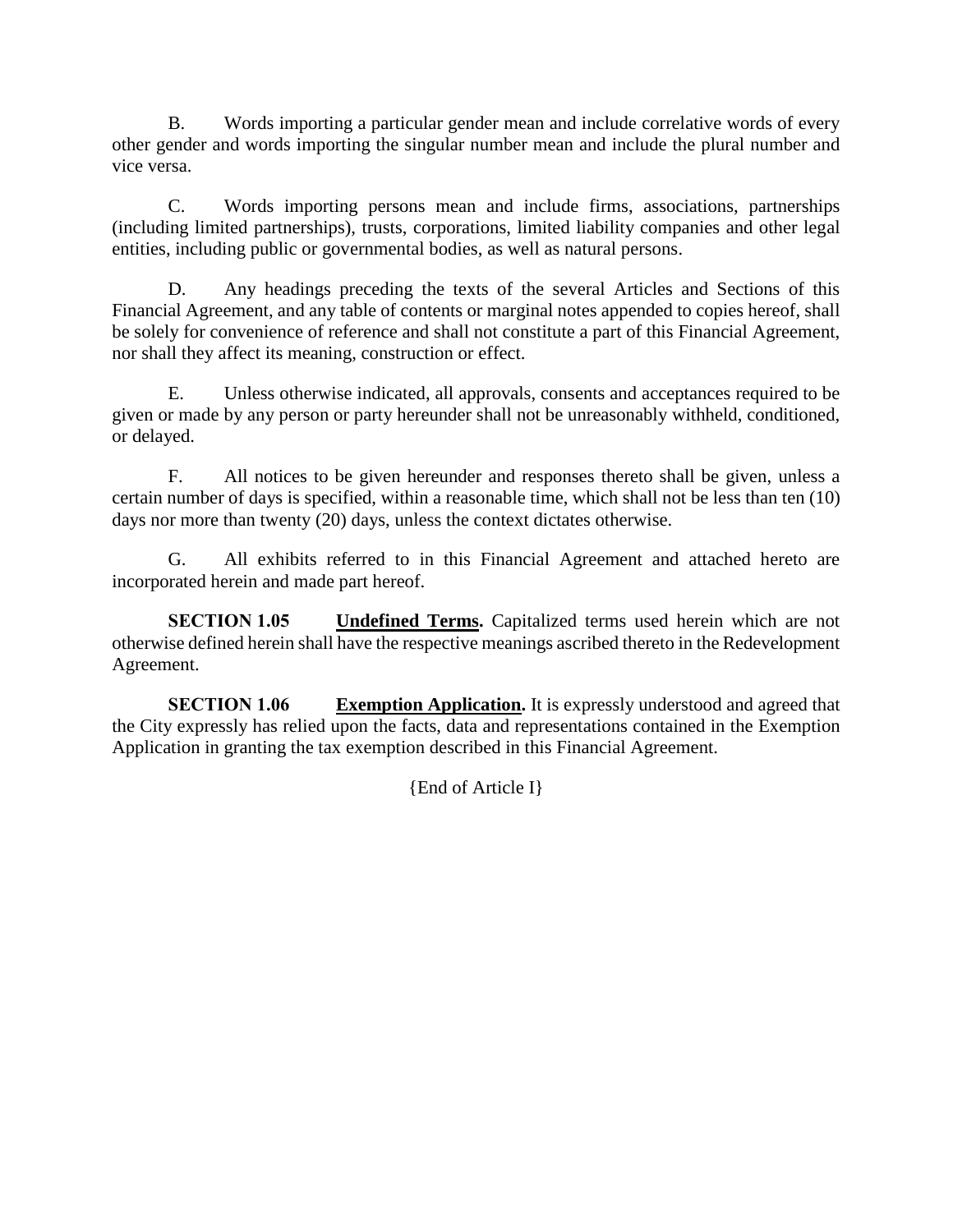B. Words importing a particular gender mean and include correlative words of every other gender and words importing the singular number mean and include the plural number and vice versa.

C. Words importing persons mean and include firms, associations, partnerships (including limited partnerships), trusts, corporations, limited liability companies and other legal entities, including public or governmental bodies, as well as natural persons.

D. Any headings preceding the texts of the several Articles and Sections of this Financial Agreement, and any table of contents or marginal notes appended to copies hereof, shall be solely for convenience of reference and shall not constitute a part of this Financial Agreement, nor shall they affect its meaning, construction or effect.

E. Unless otherwise indicated, all approvals, consents and acceptances required to be given or made by any person or party hereunder shall not be unreasonably withheld, conditioned, or delayed.

F. All notices to be given hereunder and responses thereto shall be given, unless a certain number of days is specified, within a reasonable time, which shall not be less than ten (10) days nor more than twenty (20) days, unless the context dictates otherwise.

G. All exhibits referred to in this Financial Agreement and attached hereto are incorporated herein and made part hereof.

**SECTION 1.05** **Undefined Terms.** Capitalized terms used herein which are not otherwise defined herein shall have the respective meanings ascribed thereto in the Redevelopment Agreement.

**SECTION 1.06** **Exemption Application.** It is expressly understood and agreed that the City expressly has relied upon the facts, data and representations contained in the Exemption Application in granting the tax exemption described in this Financial Agreement.

{End of Article I}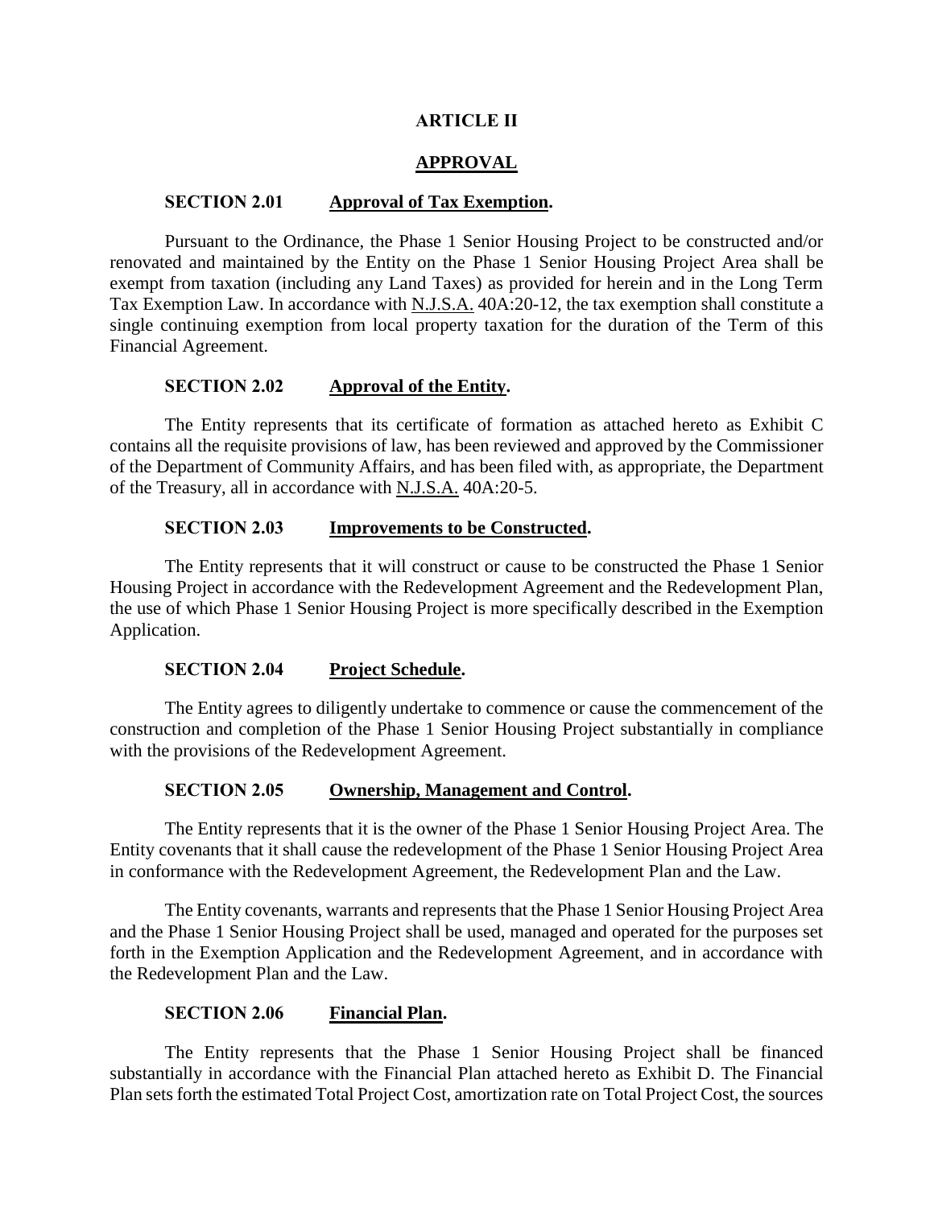## ARTICLE II

## APPROVAL

**SECTION 2.01 Approval of Tax Exemption.**

Pursuant to the Ordinance, the Phase 1 Senior Housing Project to be constructed and/or renovated and maintained by the Entity on the Phase 1 Senior Housing Project Area shall be exempt from taxation (including any Land Taxes) as provided for herein and in the Long Term Tax Exemption Law. In accordance with N.J.S.A. 40A:20-12, the tax exemption shall constitute a single continuing exemption from local property taxation for the duration of the Term of this Financial Agreement.

**SECTION 2.02 Approval of the Entity.**

The Entity represents that its certificate of formation as attached hereto as Exhibit C contains all the requisite provisions of law, has been reviewed and approved by the Commissioner of the Department of Community Affairs, and has been filed with, as appropriate, the Department of the Treasury, all in accordance with N.J.S.A. 40A:20-5.

**SECTION 2.03 Improvements to be Constructed.**

The Entity represents that it will construct or cause to be constructed the Phase 1 Senior Housing Project in accordance with the Redevelopment Agreement and the Redevelopment Plan, the use of which Phase 1 Senior Housing Project is more specifically described in the Exemption Application.

**SECTION 2.04 Project Schedule.**

The Entity agrees to diligently undertake to commence or cause the commencement of the construction and completion of the Phase 1 Senior Housing Project substantially in compliance with the provisions of the Redevelopment Agreement.

**SECTION 2.05 Ownership, Management and Control.**

The Entity represents that it is the owner of the Phase 1 Senior Housing Project Area. The Entity covenants that it shall cause the redevelopment of the Phase 1 Senior Housing Project Area in conformance with the Redevelopment Agreement, the Redevelopment Plan and the Law.

The Entity covenants, warrants and represents that the Phase 1 Senior Housing Project Area and the Phase 1 Senior Housing Project shall be used, managed and operated for the purposes set forth in the Exemption Application and the Redevelopment Agreement, and in accordance with the Redevelopment Plan and the Law.

**SECTION 2.06 Financial Plan.**

The Entity represents that the Phase 1 Senior Housing Project shall be financed substantially in accordance with the Financial Plan attached hereto as Exhibit D. The Financial Plan sets forth the estimated Total Project Cost, amortization rate on Total Project Cost, the sources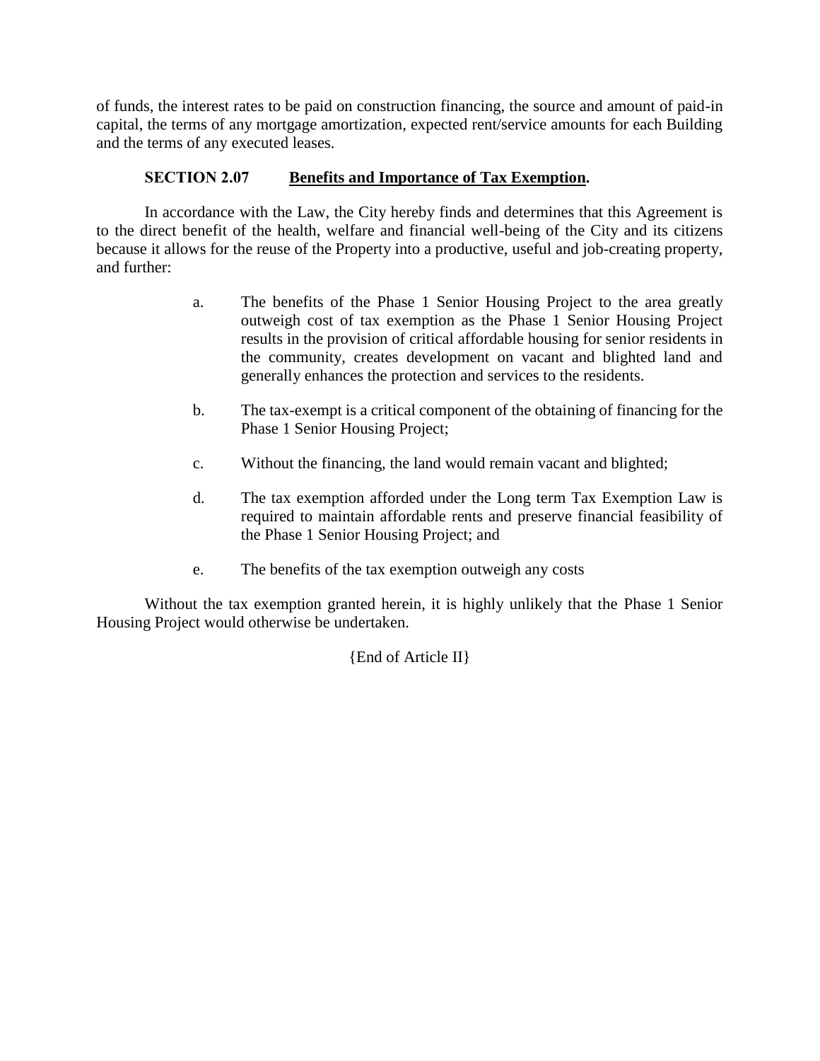of funds, the interest rates to be paid on construction financing, the source and amount of paid-in capital, the terms of any mortgage amortization, expected rent/service amounts for each Building and the terms of any executed leases.

**SECTION 2.07 Benefits and Importance of Tax Exemption.**

In accordance with the Law, the City hereby finds and determines that this Agreement is to the direct benefit of the health, welfare and financial well-being of the City and its citizens because it allows for the reuse of the Property into a productive, useful and job-creating property, and further:

a. The benefits of the Phase 1 Senior Housing Project to the area greatly outweigh cost of tax exemption as the Phase 1 Senior Housing Project results in the provision of critical affordable housing for senior residents in the community, creates development on vacant and blighted land and generally enhances the protection and services to the residents.

b. The tax-exempt is a critical component of the obtaining of financing for the Phase 1 Senior Housing Project;

c. Without the financing, the land would remain vacant and blighted;

d. The tax exemption afforded under the Long term Tax Exemption Law is required to maintain affordable rents and preserve financial feasibility of the Phase 1 Senior Housing Project; and

e. The benefits of the tax exemption outweigh any costs

Without the tax exemption granted herein, it is highly unlikely that the Phase 1 Senior Housing Project would otherwise be undertaken.

{End of Article II}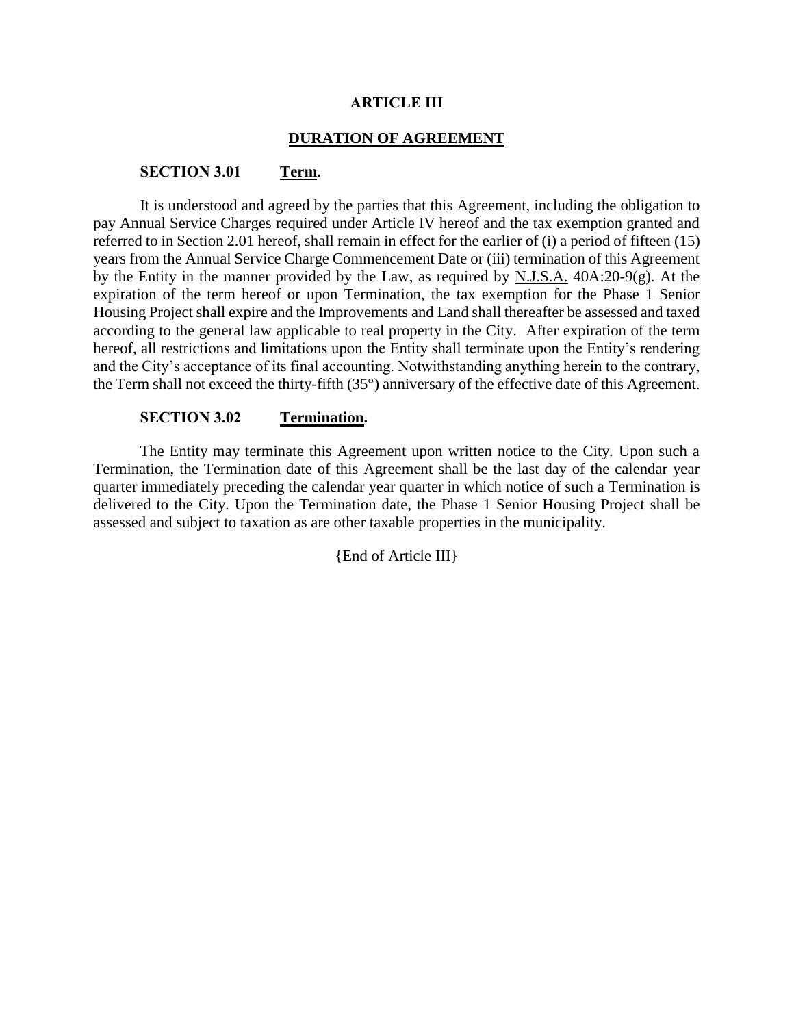# ARTICLE III

## DURATION OF AGREEMENT

**SECTION 3.01 Term.**

It is understood and agreed by the parties that this Agreement, including the obligation to pay Annual Service Charges required under Article IV hereof and the tax exemption granted and referred to in Section 2.01 hereof, shall remain in effect for the earlier of (i) a period of fifteen (15) years from the Annual Service Charge Commencement Date or (iii) termination of this Agreement by the Entity in the manner provided by the Law, as required by N.J.S.A. 40A:20-9(g). At the expiration of the term hereof or upon Termination, the tax exemption for the Phase 1 Senior Housing Project shall expire and the Improvements and Land shall thereafter be assessed and taxed according to the general law applicable to real property in the City. After expiration of the term hereof, all restrictions and limitations upon the Entity shall terminate upon the Entity's rendering and the City's acceptance of its final accounting. Notwithstanding anything herein to the contrary, the Term shall not exceed the thirty-fifth (35°) anniversary of the effective date of this Agreement.

**SECTION 3.02 Termination.**

The Entity may terminate this Agreement upon written notice to the City. Upon such a Termination, the Termination date of this Agreement shall be the last day of the calendar year quarter immediately preceding the calendar year quarter in which notice of such a Termination is delivered to the City. Upon the Termination date, the Phase 1 Senior Housing Project shall be assessed and subject to taxation as are other taxable properties in the municipality.

{End of Article III}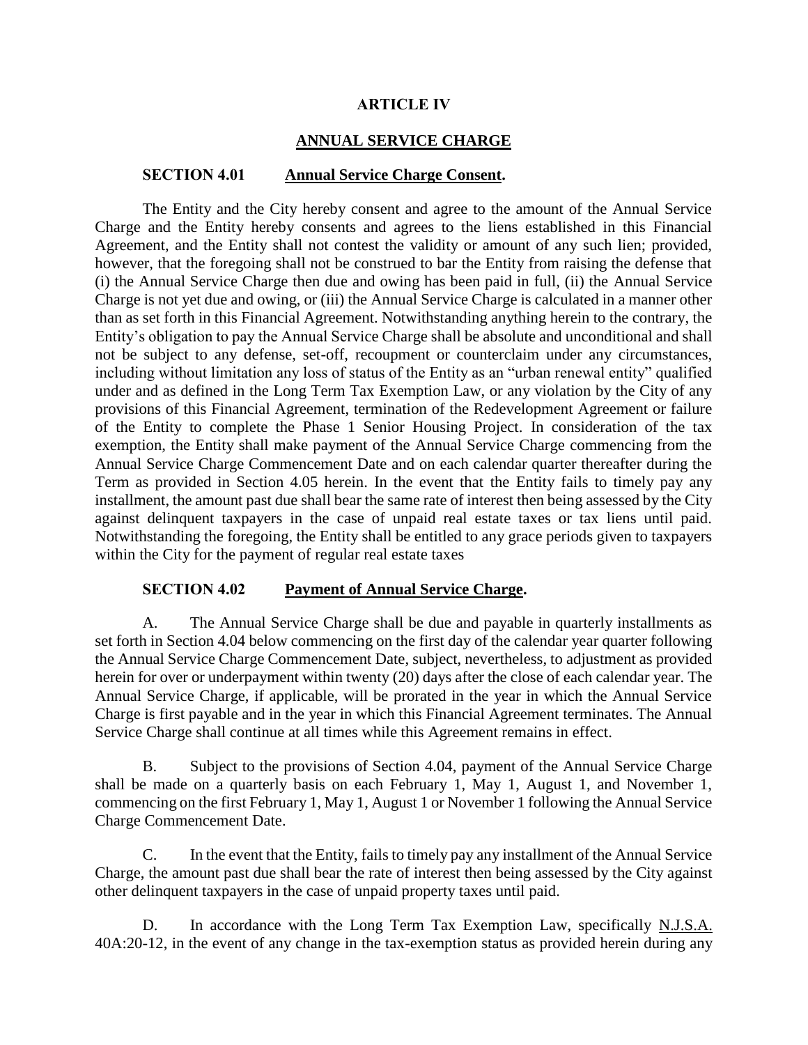## ARTICLE IV

## ANNUAL SERVICE CHARGE

**SECTION 4.01 Annual Service Charge Consent.**

The Entity and the City hereby consent and agree to the amount of the Annual Service Charge and the Entity hereby consents and agrees to the liens established in this Financial Agreement, and the Entity shall not contest the validity or amount of any such lien; provided, however, that the foregoing shall not be construed to bar the Entity from raising the defense that (i) the Annual Service Charge then due and owing has been paid in full, (ii) the Annual Service Charge is not yet due and owing, or (iii) the Annual Service Charge is calculated in a manner other than as set forth in this Financial Agreement. Notwithstanding anything herein to the contrary, the Entity's obligation to pay the Annual Service Charge shall be absolute and unconditional and shall not be subject to any defense, set-off, recoupment or counterclaim under any circumstances, including without limitation any loss of status of the Entity as an "urban renewal entity" qualified under and as defined in the Long Term Tax Exemption Law, or any violation by the City of any provisions of this Financial Agreement, termination of the Redevelopment Agreement or failure of the Entity to complete the Phase 1 Senior Housing Project. In consideration of the tax exemption, the Entity shall make payment of the Annual Service Charge commencing from the Annual Service Charge Commencement Date and on each calendar quarter thereafter during the Term as provided in Section 4.05 herein. In the event that the Entity fails to timely pay any installment, the amount past due shall bear the same rate of interest then being assessed by the City against delinquent taxpayers in the case of unpaid real estate taxes or tax liens until paid. Notwithstanding the foregoing, the Entity shall be entitled to any grace periods given to taxpayers within the City for the payment of regular real estate taxes

**SECTION 4.02 Payment of Annual Service Charge.**

A. The Annual Service Charge shall be due and payable in quarterly installments as set forth in Section 4.04 below commencing on the first day of the calendar year quarter following the Annual Service Charge Commencement Date, subject, nevertheless, to adjustment as provided herein for over or underpayment within twenty (20) days after the close of each calendar year. The Annual Service Charge, if applicable, will be prorated in the year in which the Annual Service Charge is first payable and in the year in which this Financial Agreement terminates. The Annual Service Charge shall continue at all times while this Agreement remains in effect.

B. Subject to the provisions of Section 4.04, payment of the Annual Service Charge shall be made on a quarterly basis on each February 1, May 1, August 1, and November 1, commencing on the first February 1, May 1, August 1 or November 1 following the Annual Service Charge Commencement Date.

C. In the event that the Entity, fails to timely pay any installment of the Annual Service Charge, the amount past due shall bear the rate of interest then being assessed by the City against other delinquent taxpayers in the case of unpaid property taxes until paid.

D. In accordance with the Long Term Tax Exemption Law, specifically N.J.S.A. 40A:20-12, in the event of any change in the tax-exemption status as provided herein during any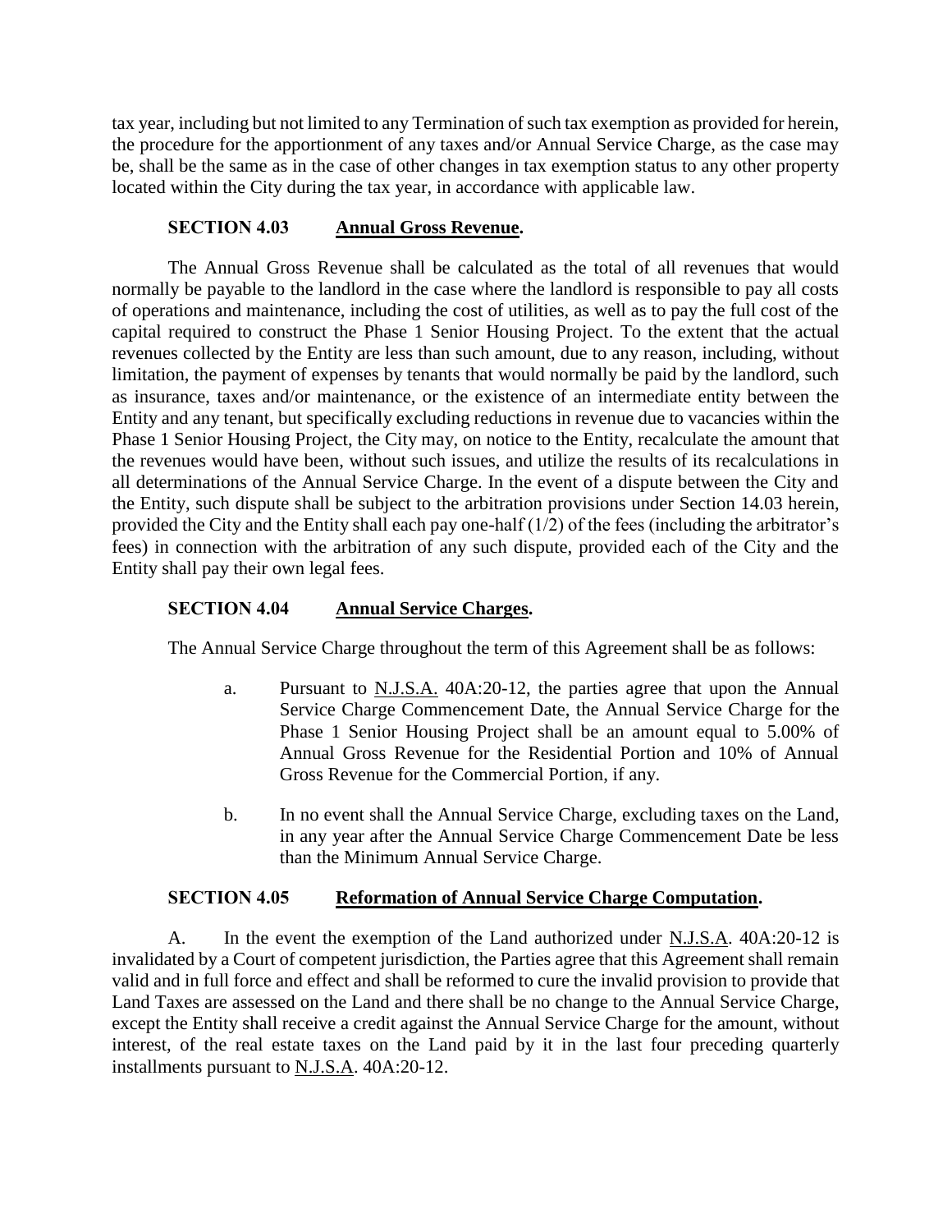tax year, including but not limited to any Termination of such tax exemption as provided for herein, the procedure for the apportionment of any taxes and/or Annual Service Charge, as the case may be, shall be the same as in the case of other changes in tax exemption status to any other property located within the City during the tax year, in accordance with applicable law.

**SECTION 4.03 Annual Gross Revenue.**

The Annual Gross Revenue shall be calculated as the total of all revenues that would normally be payable to the landlord in the case where the landlord is responsible to pay all costs of operations and maintenance, including the cost of utilities, as well as to pay the full cost of the capital required to construct the Phase 1 Senior Housing Project. To the extent that the actual revenues collected by the Entity are less than such amount, due to any reason, including, without limitation, the payment of expenses by tenants that would normally be paid by the landlord, such as insurance, taxes and/or maintenance, or the existence of an intermediate entity between the Entity and any tenant, but specifically excluding reductions in revenue due to vacancies within the Phase 1 Senior Housing Project, the City may, on notice to the Entity, recalculate the amount that the revenues would have been, without such issues, and utilize the results of its recalculations in all determinations of the Annual Service Charge. In the event of a dispute between the City and the Entity, such dispute shall be subject to the arbitration provisions under Section 14.03 herein, provided the City and the Entity shall each pay one-half (1/2) of the fees (including the arbitrator's fees) in connection with the arbitration of any such dispute, provided each of the City and the Entity shall pay their own legal fees.

**SECTION 4.04 Annual Service Charges.**

The Annual Service Charge throughout the term of this Agreement shall be as follows:

a. Pursuant to N.J.S.A. 40A:20-12, the parties agree that upon the Annual Service Charge Commencement Date, the Annual Service Charge for the Phase 1 Senior Housing Project shall be an amount equal to 5.00% of Annual Gross Revenue for the Residential Portion and 10% of Annual Gross Revenue for the Commercial Portion, if any.

b. In no event shall the Annual Service Charge, excluding taxes on the Land, in any year after the Annual Service Charge Commencement Date be less than the Minimum Annual Service Charge.

**SECTION 4.05 Reformation of Annual Service Charge Computation.**

A. In the event the exemption of the Land authorized under N.J.S.A. 40A:20-12 is invalidated by a Court of competent jurisdiction, the Parties agree that this Agreement shall remain valid and in full force and effect and shall be reformed to cure the invalid provision to provide that Land Taxes are assessed on the Land and there shall be no change to the Annual Service Charge, except the Entity shall receive a credit against the Annual Service Charge for the amount, without interest, of the real estate taxes on the Land paid by it in the last four preceding quarterly installments pursuant to N.J.S.A. 40A:20-12.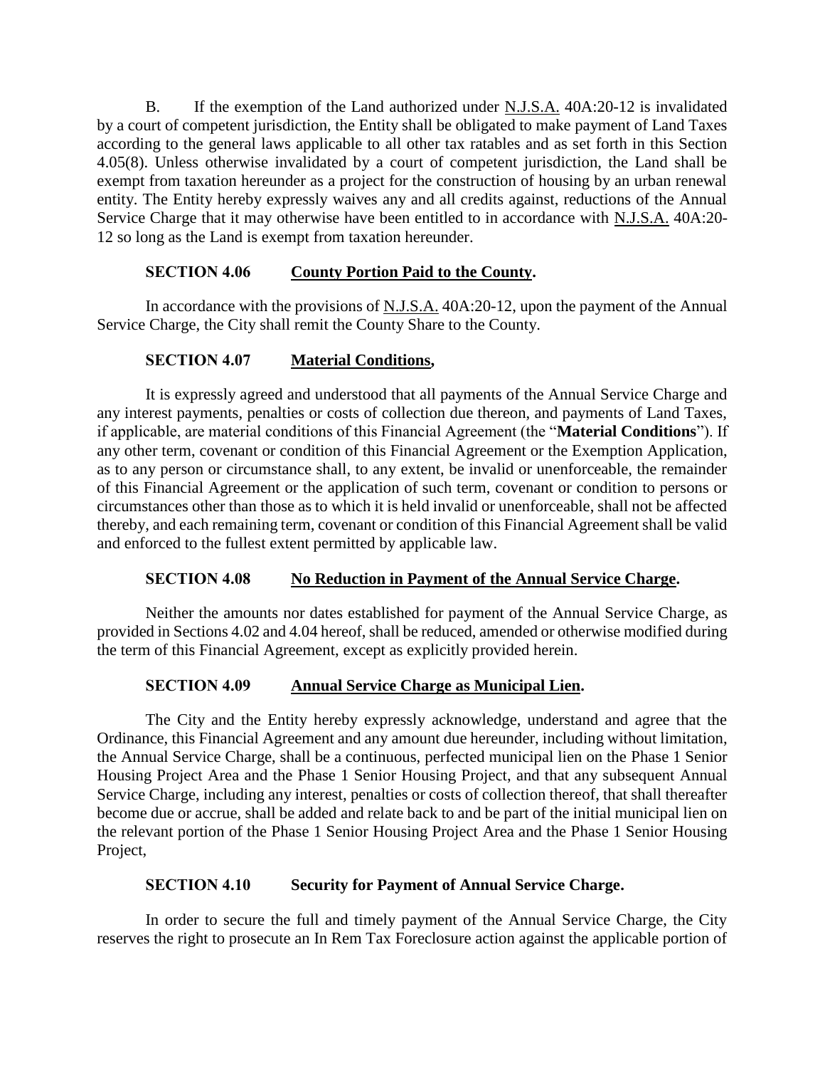B. If the exemption of the Land authorized under N.J.S.A. 40A:20-12 is invalidated by a court of competent jurisdiction, the Entity shall be obligated to make payment of Land Taxes according to the general laws applicable to all other tax ratables and as set forth in this Section 4.05(8). Unless otherwise invalidated by a court of competent jurisdiction, the Land shall be exempt from taxation hereunder as a project for the construction of housing by an urban renewal entity. The Entity hereby expressly waives any and all credits against, reductions of the Annual Service Charge that it may otherwise have been entitled to in accordance with N.J.S.A. 40A:20-12 so long as the Land is exempt from taxation hereunder.

**SECTION 4.06 County Portion Paid to the County.**

In accordance with the provisions of N.J.S.A. 40A:20-12, upon the payment of the Annual Service Charge, the City shall remit the County Share to the County.

**SECTION 4.07 Material Conditions,**

It is expressly agreed and understood that all payments of the Annual Service Charge and any interest payments, penalties or costs of collection due thereon, and payments of Land Taxes, if applicable, are material conditions of this Financial Agreement (the "**Material Conditions**"). If any other term, covenant or condition of this Financial Agreement or the Exemption Application, as to any person or circumstance shall, to any extent, be invalid or unenforceable, the remainder of this Financial Agreement or the application of such term, covenant or condition to persons or circumstances other than those as to which it is held invalid or unenforceable, shall not be affected thereby, and each remaining term, covenant or condition of this Financial Agreement shall be valid and enforced to the fullest extent permitted by applicable law.

**SECTION 4.08 No Reduction in Payment of the Annual Service Charge.**

Neither the amounts nor dates established for payment of the Annual Service Charge, as provided in Sections 4.02 and 4.04 hereof, shall be reduced, amended or otherwise modified during the term of this Financial Agreement, except as explicitly provided herein.

**SECTION 4.09 Annual Service Charge as Municipal Lien.**

The City and the Entity hereby expressly acknowledge, understand and agree that the Ordinance, this Financial Agreement and any amount due hereunder, including without limitation, the Annual Service Charge, shall be a continuous, perfected municipal lien on the Phase 1 Senior Housing Project Area and the Phase 1 Senior Housing Project, and that any subsequent Annual Service Charge, including any interest, penalties or costs of collection thereof, that shall thereafter become due or accrue, shall be added and relate back to and be part of the initial municipal lien on the relevant portion of the Phase 1 Senior Housing Project Area and the Phase 1 Senior Housing Project,

**SECTION 4.10 Security for Payment of Annual Service Charge.**

In order to secure the full and timely payment of the Annual Service Charge, the City reserves the right to prosecute an In Rem Tax Foreclosure action against the applicable portion of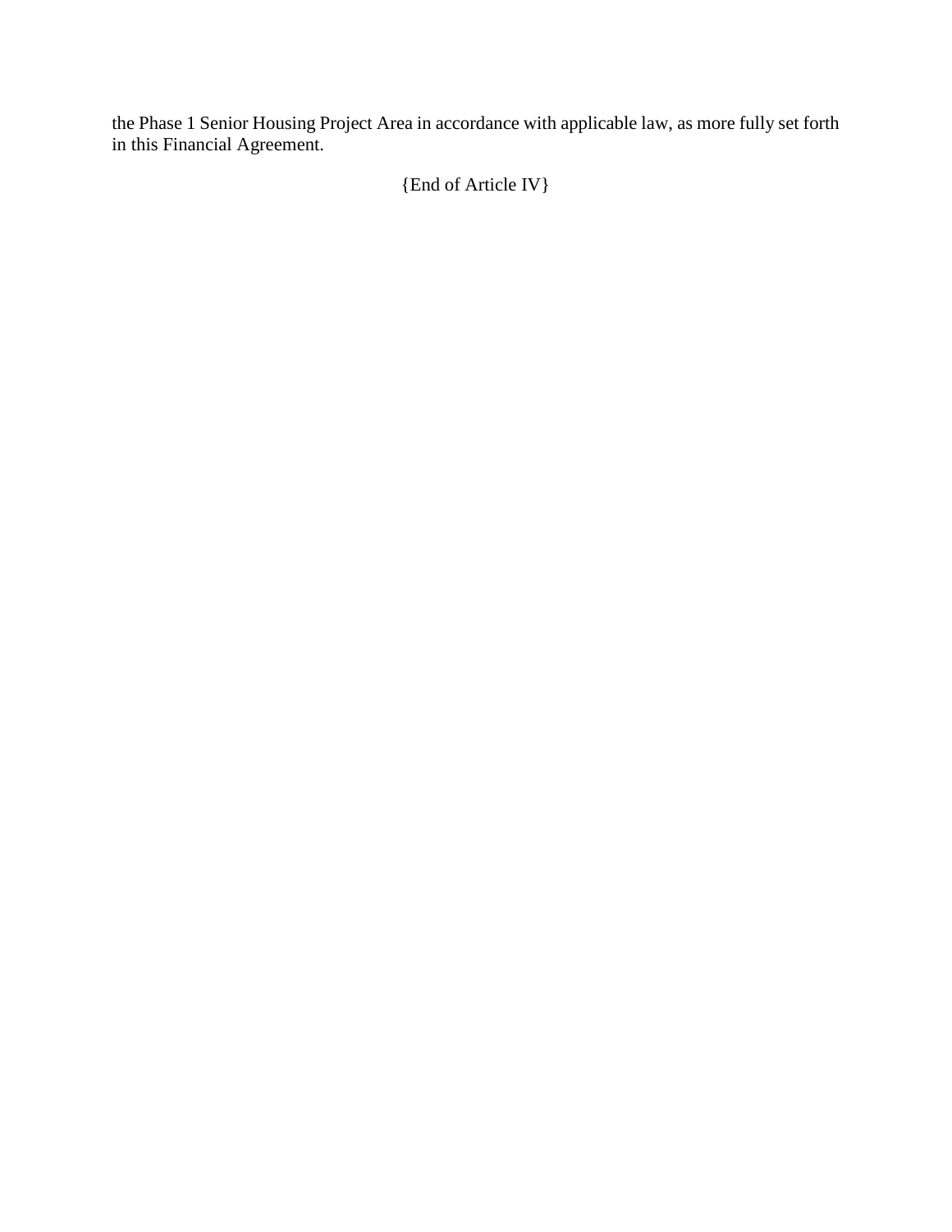the Phase 1 Senior Housing Project Area in accordance with applicable law, as more fully set forth in this Financial Agreement.

{End of Article IV}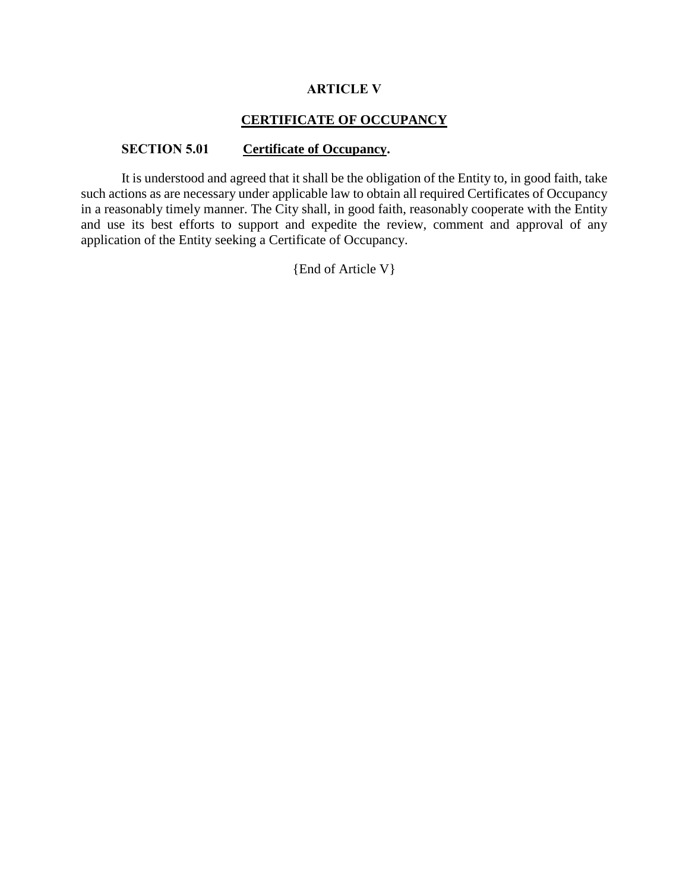## ARTICLE V

## CERTIFICATE OF OCCUPANCY

### SECTION 5.01 Certificate of Occupancy.

It is understood and agreed that it shall be the obligation of the Entity to, in good faith, take such actions as are necessary under applicable law to obtain all required Certificates of Occupancy in a reasonably timely manner. The City shall, in good faith, reasonably cooperate with the Entity and use its best efforts to support and expedite the review, comment and approval of any application of the Entity seeking a Certificate of Occupancy.

{End of Article V}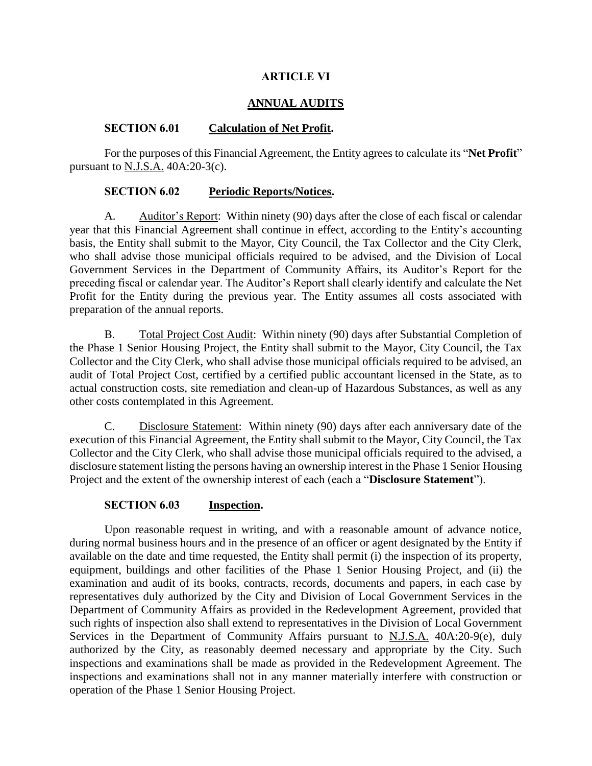# ARTICLE VI

## ANNUAL AUDITS

### SECTION 6.01 Calculation of Net Profit.

For the purposes of this Financial Agreement, the Entity agrees to calculate its "**Net Profit**" pursuant to N.J.S.A. 40A:20-3(c).

### SECTION 6.02 Periodic Reports/Notices.

A. Auditor's Report: Within ninety (90) days after the close of each fiscal or calendar year that this Financial Agreement shall continue in effect, according to the Entity's accounting basis, the Entity shall submit to the Mayor, City Council, the Tax Collector and the City Clerk, who shall advise those municipal officials required to be advised, and the Division of Local Government Services in the Department of Community Affairs, its Auditor's Report for the preceding fiscal or calendar year. The Auditor's Report shall clearly identify and calculate the Net Profit for the Entity during the previous year. The Entity assumes all costs associated with preparation of the annual reports.

B. Total Project Cost Audit: Within ninety (90) days after Substantial Completion of the Phase 1 Senior Housing Project, the Entity shall submit to the Mayor, City Council, the Tax Collector and the City Clerk, who shall advise those municipal officials required to be advised, an audit of Total Project Cost, certified by a certified public accountant licensed in the State, as to actual construction costs, site remediation and clean-up of Hazardous Substances, as well as any other costs contemplated in this Agreement.

C. Disclosure Statement: Within ninety (90) days after each anniversary date of the execution of this Financial Agreement, the Entity shall submit to the Mayor, City Council, the Tax Collector and the City Clerk, who shall advise those municipal officials required to the advised, a disclosure statement listing the persons having an ownership interest in the Phase 1 Senior Housing Project and the extent of the ownership interest of each (each a "**Disclosure Statement**").

### SECTION 6.03 Inspection.

Upon reasonable request in writing, and with a reasonable amount of advance notice, during normal business hours and in the presence of an officer or agent designated by the Entity if available on the date and time requested, the Entity shall permit (i) the inspection of its property, equipment, buildings and other facilities of the Phase 1 Senior Housing Project, and (ii) the examination and audit of its books, contracts, records, documents and papers, in each case by representatives duly authorized by the City and Division of Local Government Services in the Department of Community Affairs as provided in the Redevelopment Agreement, provided that such rights of inspection also shall extend to representatives in the Division of Local Government Services in the Department of Community Affairs pursuant to N.J.S.A. 40A:20-9(e), duly authorized by the City, as reasonably deemed necessary and appropriate by the City. Such inspections and examinations shall be made as provided in the Redevelopment Agreement. The inspections and examinations shall not in any manner materially interfere with construction or operation of the Phase 1 Senior Housing Project.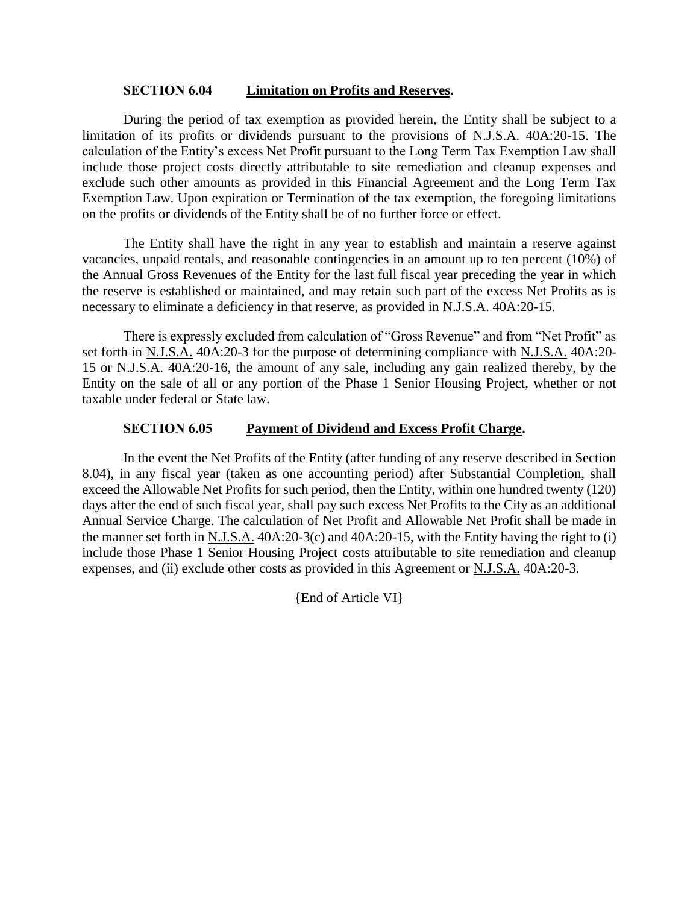**SECTION 6.04 Limitation on Profits and Reserves.**

During the period of tax exemption as provided herein, the Entity shall be subject to a limitation of its profits or dividends pursuant to the provisions of N.J.S.A. 40A:20-15. The calculation of the Entity's excess Net Profit pursuant to the Long Term Tax Exemption Law shall include those project costs directly attributable to site remediation and cleanup expenses and exclude such other amounts as provided in this Financial Agreement and the Long Term Tax Exemption Law. Upon expiration or Termination of the tax exemption, the foregoing limitations on the profits or dividends of the Entity shall be of no further force or effect.

The Entity shall have the right in any year to establish and maintain a reserve against vacancies, unpaid rentals, and reasonable contingencies in an amount up to ten percent (10%) of the Annual Gross Revenues of the Entity for the last full fiscal year preceding the year in which the reserve is established or maintained, and may retain such part of the excess Net Profits as is necessary to eliminate a deficiency in that reserve, as provided in N.J.S.A. 40A:20-15.

There is expressly excluded from calculation of "Gross Revenue" and from "Net Profit" as set forth in N.J.S.A. 40A:20-3 for the purpose of determining compliance with N.J.S.A. 40A:20-15 or N.J.S.A. 40A:20-16, the amount of any sale, including any gain realized thereby, by the Entity on the sale of all or any portion of the Phase 1 Senior Housing Project, whether or not taxable under federal or State law.

**SECTION 6.05 Payment of Dividend and Excess Profit Charge.**

In the event the Net Profits of the Entity (after funding of any reserve described in Section 8.04), in any fiscal year (taken as one accounting period) after Substantial Completion, shall exceed the Allowable Net Profits for such period, then the Entity, within one hundred twenty (120) days after the end of such fiscal year, shall pay such excess Net Profits to the City as an additional Annual Service Charge. The calculation of Net Profit and Allowable Net Profit shall be made in the manner set forth in N.J.S.A. 40A:20-3(c) and 40A:20-15, with the Entity having the right to (i) include those Phase 1 Senior Housing Project costs attributable to site remediation and cleanup expenses, and (ii) exclude other costs as provided in this Agreement or N.J.S.A. 40A:20-3.

{End of Article VI}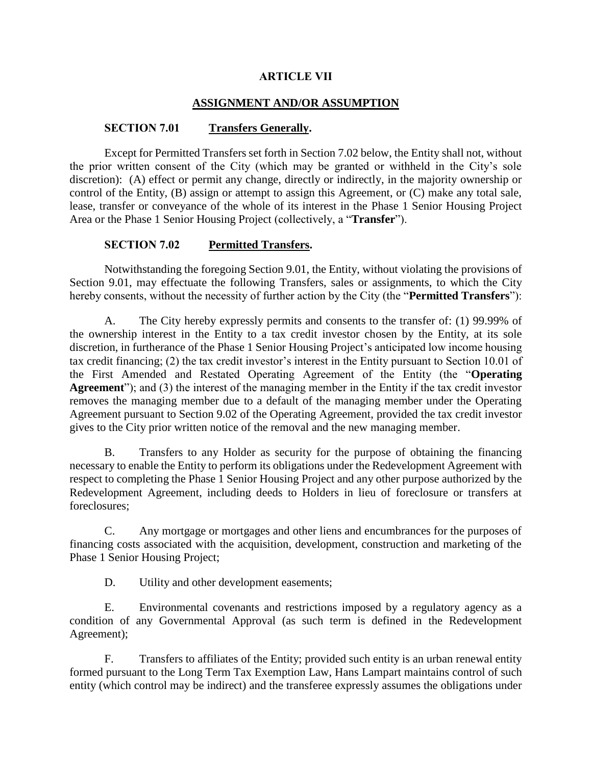## ARTICLE VII

## ASSIGNMENT AND/OR ASSUMPTION

### SECTION 7.01 Transfers Generally.

Except for Permitted Transfers set forth in Section 7.02 below, the Entity shall not, without the prior written consent of the City (which may be granted or withheld in the City's sole discretion): (A) effect or permit any change, directly or indirectly, in the majority ownership or control of the Entity, (B) assign or attempt to assign this Agreement, or (C) make any total sale, lease, transfer or conveyance of the whole of its interest in the Phase 1 Senior Housing Project Area or the Phase 1 Senior Housing Project (collectively, a "**Transfer**").

### SECTION 7.02 Permitted Transfers.

Notwithstanding the foregoing Section 9.01, the Entity, without violating the provisions of Section 9.01, may effectuate the following Transfers, sales or assignments, to which the City hereby consents, without the necessity of further action by the City (the "**Permitted Transfers**"):

A. The City hereby expressly permits and consents to the transfer of: (1) 99.99% of the ownership interest in the Entity to a tax credit investor chosen by the Entity, at its sole discretion, in furtherance of the Phase 1 Senior Housing Project's anticipated low income housing tax credit financing; (2) the tax credit investor's interest in the Entity pursuant to Section 10.01 of the First Amended and Restated Operating Agreement of the Entity (the "**Operating Agreement**"); and (3) the interest of the managing member in the Entity if the tax credit investor removes the managing member due to a default of the managing member under the Operating Agreement pursuant to Section 9.02 of the Operating Agreement, provided the tax credit investor gives to the City prior written notice of the removal and the new managing member.

B. Transfers to any Holder as security for the purpose of obtaining the financing necessary to enable the Entity to perform its obligations under the Redevelopment Agreement with respect to completing the Phase 1 Senior Housing Project and any other purpose authorized by the Redevelopment Agreement, including deeds to Holders in lieu of foreclosure or transfers at foreclosures;

C. Any mortgage or mortgages and other liens and encumbrances for the purposes of financing costs associated with the acquisition, development, construction and marketing of the Phase 1 Senior Housing Project;

D. Utility and other development easements;

E. Environmental covenants and restrictions imposed by a regulatory agency as a condition of any Governmental Approval (as such term is defined in the Redevelopment Agreement);

F. Transfers to affiliates of the Entity; provided such entity is an urban renewal entity formed pursuant to the Long Term Tax Exemption Law, Hans Lampart maintains control of such entity (which control may be indirect) and the transferee expressly assumes the obligations under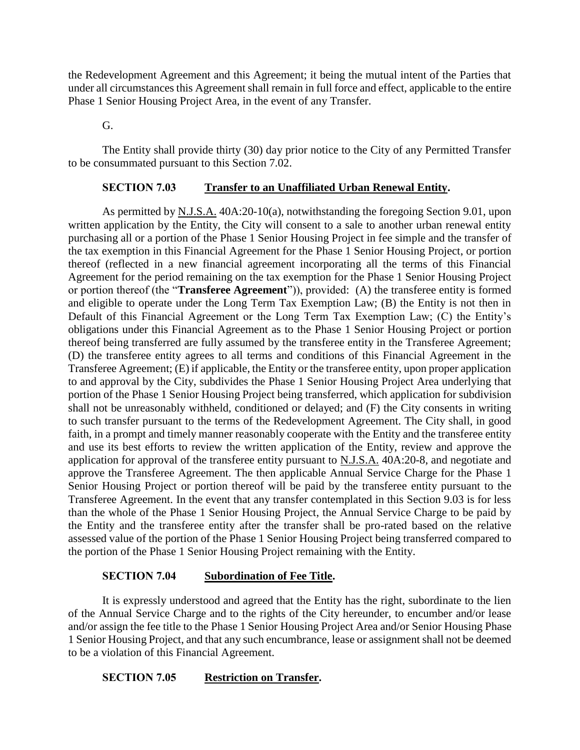the Redevelopment Agreement and this Agreement; it being the mutual intent of the Parties that under all circumstances this Agreement shall remain in full force and effect, applicable to the entire Phase 1 Senior Housing Project Area, in the event of any Transfer.

G.

The Entity shall provide thirty (30) day prior notice to the City of any Permitted Transfer to be consummated pursuant to this Section 7.02.

**SECTION 7.03 Transfer to an Unaffiliated Urban Renewal Entity.**

As permitted by N.J.S.A. 40A:20-10(a), notwithstanding the foregoing Section 9.01, upon written application by the Entity, the City will consent to a sale to another urban renewal entity purchasing all or a portion of the Phase 1 Senior Housing Project in fee simple and the transfer of the tax exemption in this Financial Agreement for the Phase 1 Senior Housing Project, or portion thereof (reflected in a new financial agreement incorporating all the terms of this Financial Agreement for the period remaining on the tax exemption for the Phase 1 Senior Housing Project or portion thereof (the "**Transferee Agreement**")), provided: (A) the transferee entity is formed and eligible to operate under the Long Term Tax Exemption Law; (B) the Entity is not then in Default of this Financial Agreement or the Long Term Tax Exemption Law; (C) the Entity's obligations under this Financial Agreement as to the Phase 1 Senior Housing Project or portion thereof being transferred are fully assumed by the transferee entity in the Transferee Agreement; (D) the transferee entity agrees to all terms and conditions of this Financial Agreement in the Transferee Agreement; (E) if applicable, the Entity or the transferee entity, upon proper application to and approval by the City, subdivides the Phase 1 Senior Housing Project Area underlying that portion of the Phase 1 Senior Housing Project being transferred, which application for subdivision shall not be unreasonably withheld, conditioned or delayed; and (F) the City consents in writing to such transfer pursuant to the terms of the Redevelopment Agreement. The City shall, in good faith, in a prompt and timely manner reasonably cooperate with the Entity and the transferee entity and use its best efforts to review the written application of the Entity, review and approve the application for approval of the transferee entity pursuant to N.J.S.A. 40A:20-8, and negotiate and approve the Transferee Agreement. The then applicable Annual Service Charge for the Phase 1 Senior Housing Project or portion thereof will be paid by the transferee entity pursuant to the Transferee Agreement. In the event that any transfer contemplated in this Section 9.03 is for less than the whole of the Phase 1 Senior Housing Project, the Annual Service Charge to be paid by the Entity and the transferee entity after the transfer shall be pro-rated based on the relative assessed value of the portion of the Phase 1 Senior Housing Project being transferred compared to the portion of the Phase 1 Senior Housing Project remaining with the Entity.

**SECTION 7.04 Subordination of Fee Title.**

It is expressly understood and agreed that the Entity has the right, subordinate to the lien of the Annual Service Charge and to the rights of the City hereunder, to encumber and/or lease and/or assign the fee title to the Phase 1 Senior Housing Project Area and/or Senior Housing Phase 1 Senior Housing Project, and that any such encumbrance, lease or assignment shall not be deemed to be a violation of this Financial Agreement.

**SECTION 7.05 Restriction on Transfer.**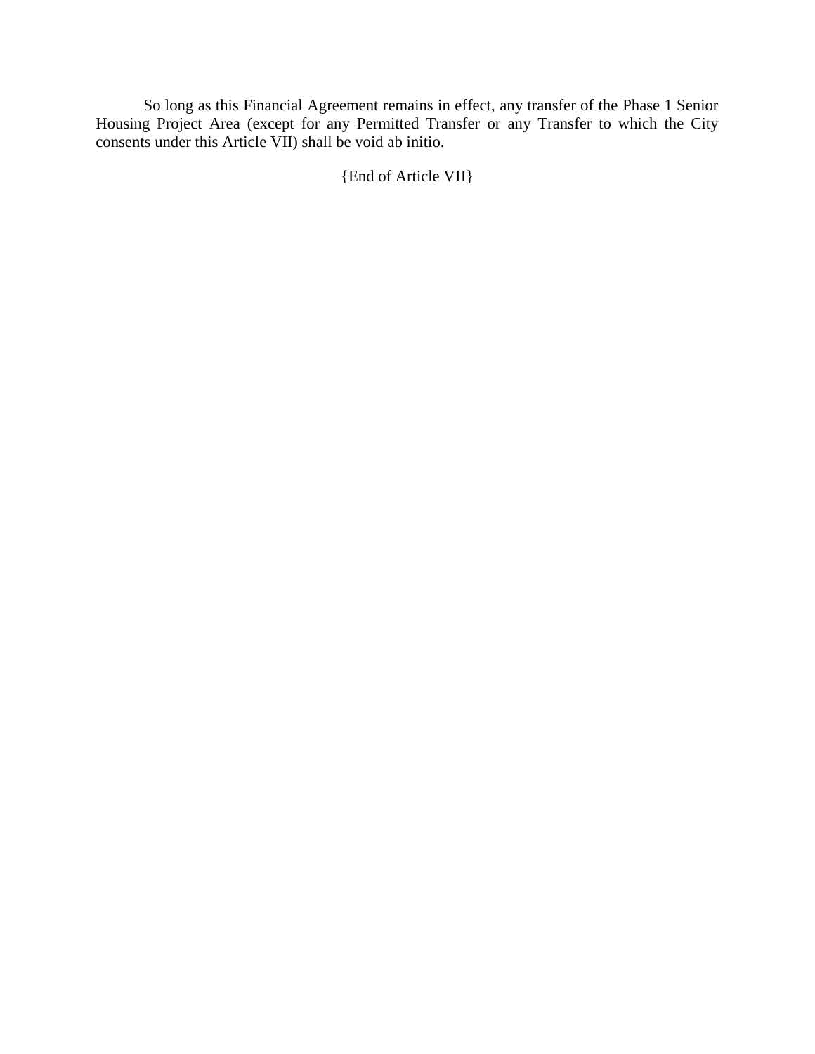So long as this Financial Agreement remains in effect, any transfer of the Phase 1 Senior Housing Project Area (except for any Permitted Transfer or any Transfer to which the City consents under this Article VII) shall be void ab initio.

{End of Article VII}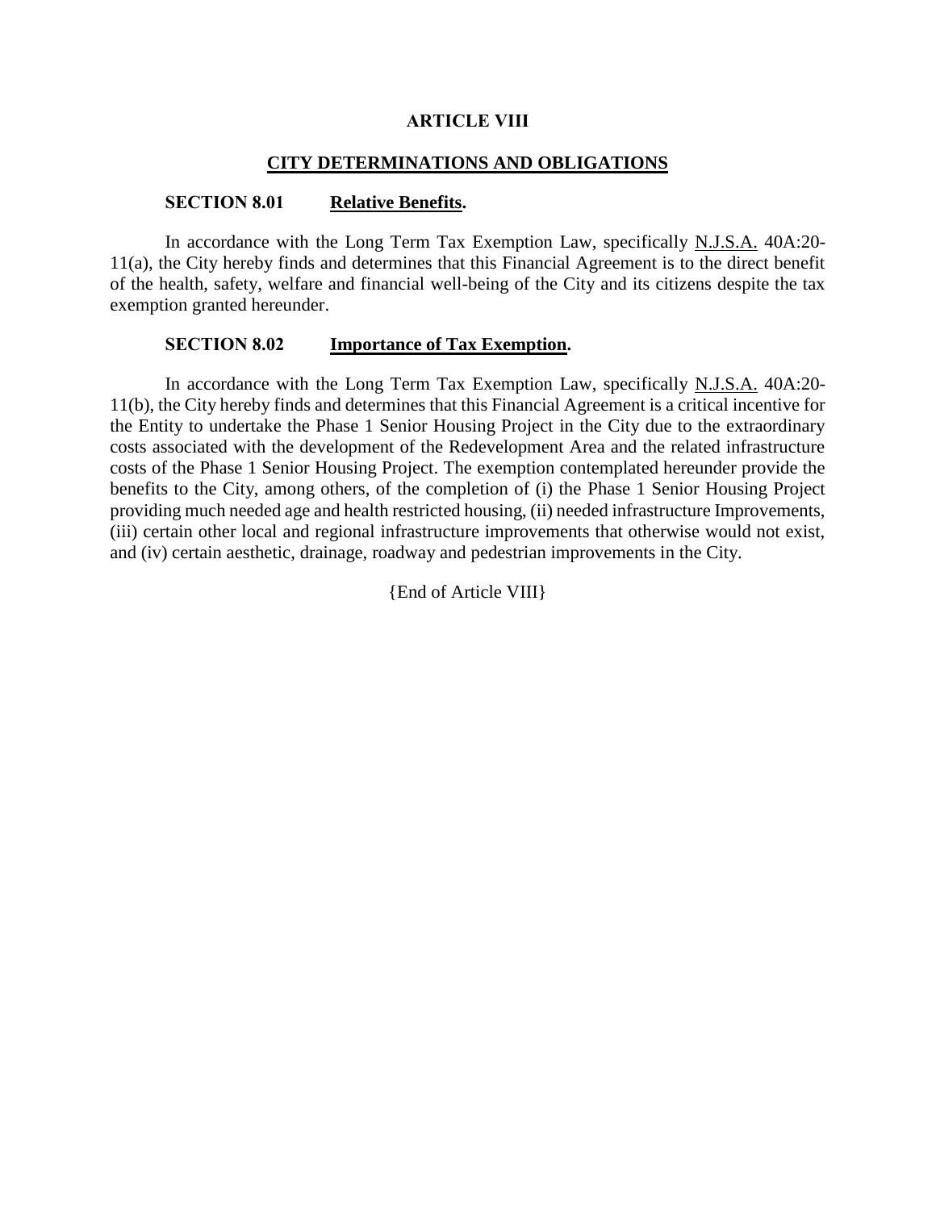# ARTICLE VIII

## CITY DETERMINATIONS AND OBLIGATIONS

### SECTION 8.01 Relative Benefits.

In accordance with the Long Term Tax Exemption Law, specifically N.J.S.A. 40A:20-11(a), the City hereby finds and determines that this Financial Agreement is to the direct benefit of the health, safety, welfare and financial well-being of the City and its citizens despite the tax exemption granted hereunder.

### SECTION 8.02 Importance of Tax Exemption.

In accordance with the Long Term Tax Exemption Law, specifically N.J.S.A. 40A:20-11(b), the City hereby finds and determines that this Financial Agreement is a critical incentive for the Entity to undertake the Phase 1 Senior Housing Project in the City due to the extraordinary costs associated with the development of the Redevelopment Area and the related infrastructure costs of the Phase 1 Senior Housing Project. The exemption contemplated hereunder provide the benefits to the City, among others, of the completion of (i) the Phase 1 Senior Housing Project providing much needed age and health restricted housing, (ii) needed infrastructure Improvements, (iii) certain other local and regional infrastructure improvements that otherwise would not exist, and (iv) certain aesthetic, drainage, roadway and pedestrian improvements in the City.

{End of Article VIII}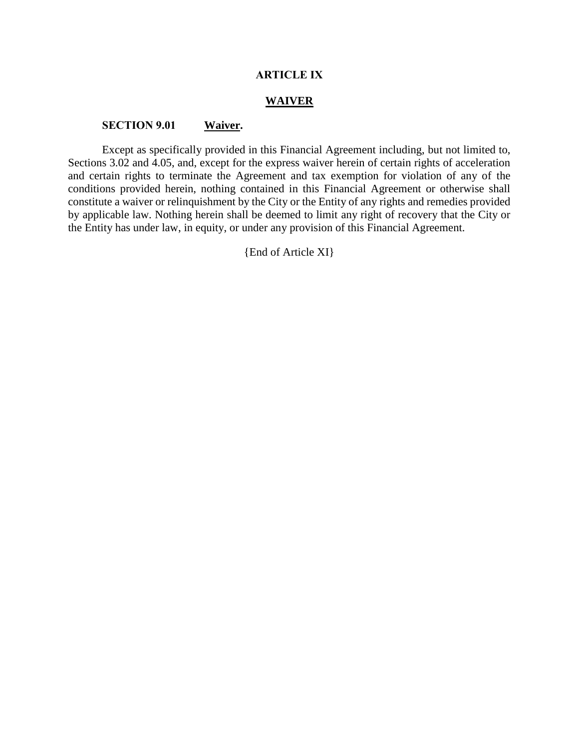## ARTICLE IX

## WAIVER

**SECTION 9.01 Waiver.**

Except as specifically provided in this Financial Agreement including, but not limited to, Sections 3.02 and 4.05, and, except for the express waiver herein of certain rights of acceleration and certain rights to terminate the Agreement and tax exemption for violation of any of the conditions provided herein, nothing contained in this Financial Agreement or otherwise shall constitute a waiver or relinquishment by the City or the Entity of any rights and remedies provided by applicable law. Nothing herein shall be deemed to limit any right of recovery that the City or the Entity has under law, in equity, or under any provision of this Financial Agreement.

{End of Article XI}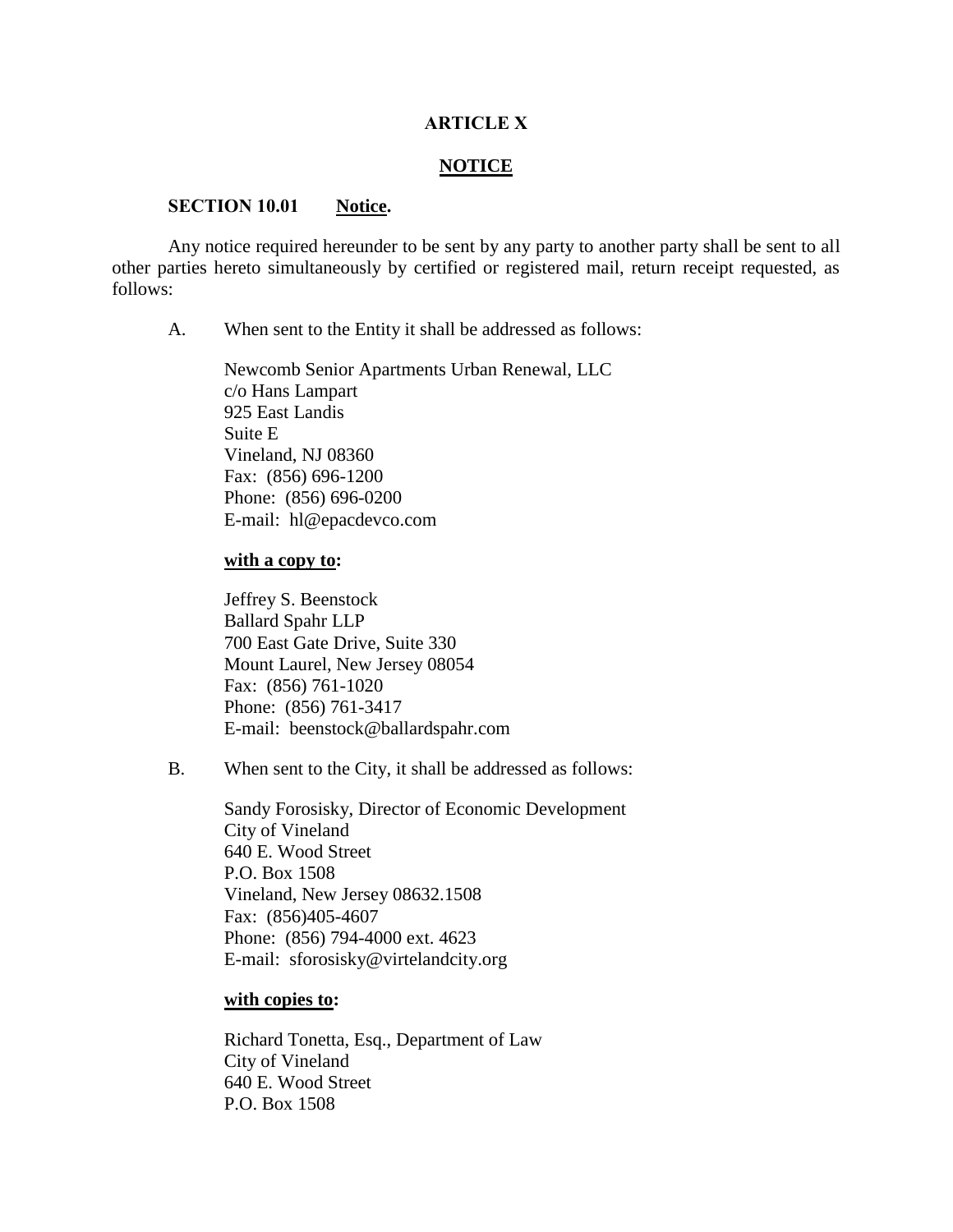## ARTICLE X

## NOTICE

**SECTION 10.01 Notice.**

Any notice required hereunder to be sent by any party to another party shall be sent to all other parties hereto simultaneously by certified or registered mail, return receipt requested, as follows:

A. When sent to the Entity it shall be addressed as follows:

Newcomb Senior Apartments Urban Renewal, LLC
c/o Hans Lampart
925 East Landis
Suite E
Vineland, NJ 08360
Fax: (856) 696-1200
Phone: (856) 696-0200
E-mail: hl@epacdevco.com

**with a copy to:**

Jeffrey S. Beenstock
Ballard Spahr LLP
700 East Gate Drive, Suite 330
Mount Laurel, New Jersey 08054
Fax: (856) 761-1020
Phone: (856) 761-3417
E-mail: beenstock@ballardspahr.com

B. When sent to the City, it shall be addressed as follows:

Sandy Forosisky, Director of Economic Development
City of Vineland
640 E. Wood Street
P.O. Box 1508
Vineland, New Jersey 08632.1508
Fax: (856)405-4607
Phone: (856) 794-4000 ext. 4623
E-mail: sforosisky@virtelandcity.org

**with copies to:**

Richard Tonetta, Esq., Department of Law
City of Vineland
640 E. Wood Street
P.O. Box 1508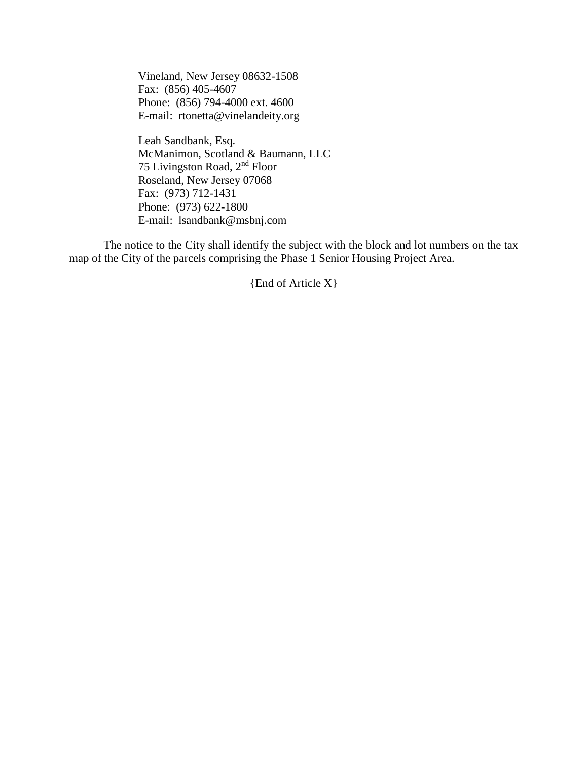Vineland, New Jersey 08632-1508
Fax: (856) 405-4607
Phone: (856) 794-4000 ext. 4600
E-mail: rtonetta@vinelandeity.org

Leah Sandbank, Esq.
McManimon, Scotland & Baumann, LLC
75 Livingston Road, 2nd Floor
Roseland, New Jersey 07068
Fax: (973) 712-1431
Phone: (973) 622-1800
E-mail: lsandbank@msbnj.com

The notice to the City shall identify the subject with the block and lot numbers on the tax map of the City of the parcels comprising the Phase 1 Senior Housing Project Area.

{End of Article X}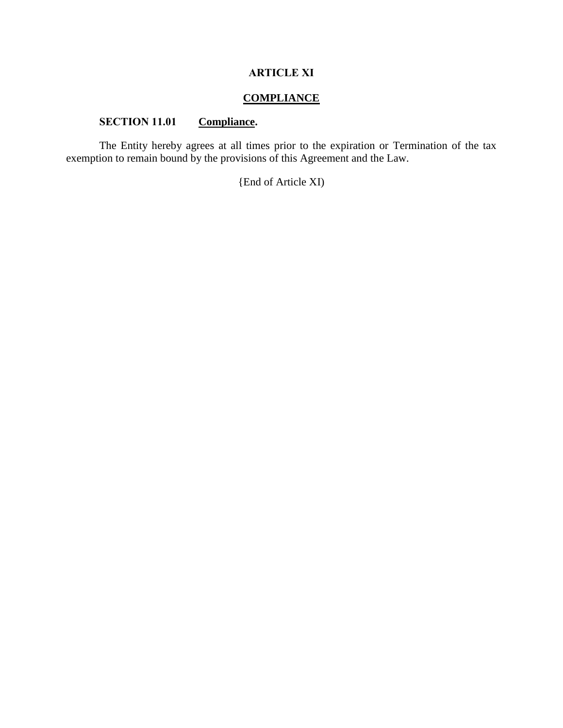# ARTICLE XI

## COMPLIANCE

### SECTION 11.01 Compliance.

The Entity hereby agrees at all times prior to the expiration or Termination of the tax exemption to remain bound by the provisions of this Agreement and the Law.

{End of Article XI)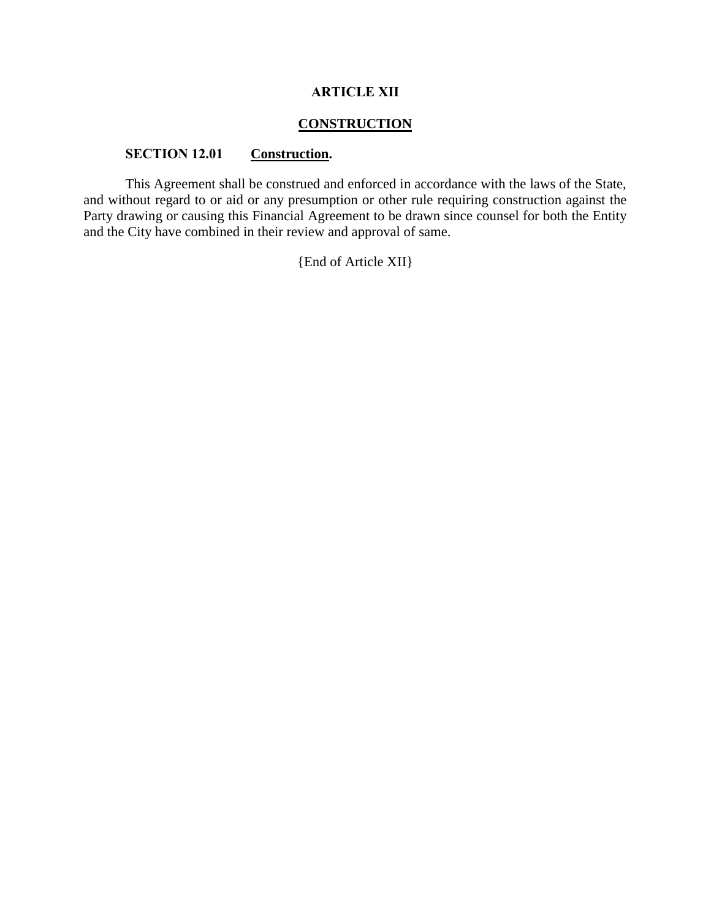## ARTICLE XII

## CONSTRUCTION

### SECTION 12.01 Construction.

This Agreement shall be construed and enforced in accordance with the laws of the State, and without regard to or aid or any presumption or other rule requiring construction against the Party drawing or causing this Financial Agreement to be drawn since counsel for both the Entity and the City have combined in their review and approval of same.

{End of Article XII}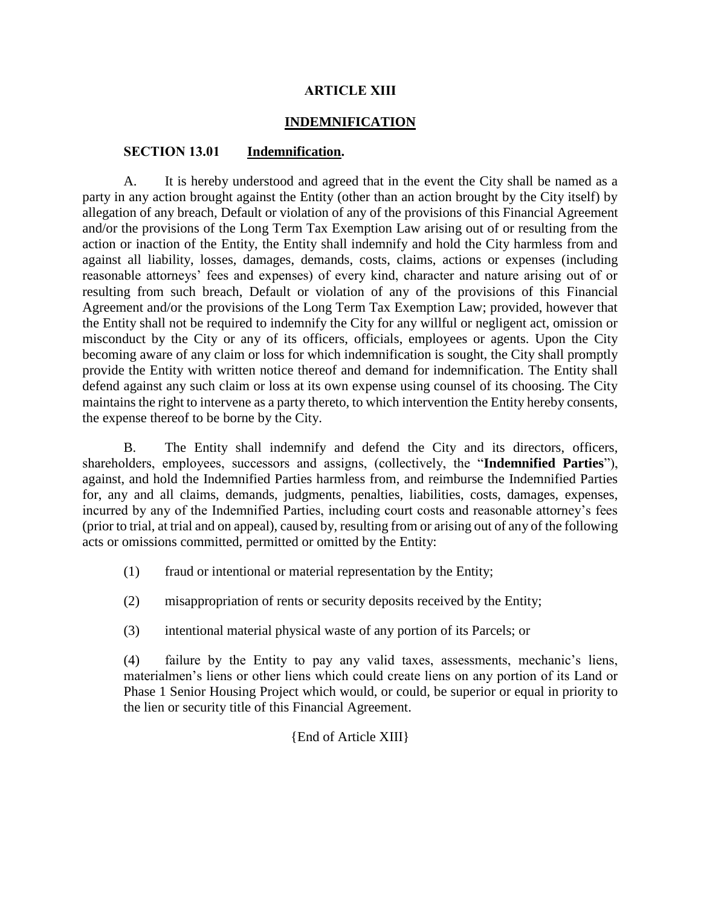# ARTICLE XIII

## INDEMNIFICATION

**SECTION 13.01 Indemnification.**

A. It is hereby understood and agreed that in the event the City shall be named as a party in any action brought against the Entity (other than an action brought by the City itself) by allegation of any breach, Default or violation of any of the provisions of this Financial Agreement and/or the provisions of the Long Term Tax Exemption Law arising out of or resulting from the action or inaction of the Entity, the Entity shall indemnify and hold the City harmless from and against all liability, losses, damages, demands, costs, claims, actions or expenses (including reasonable attorneys' fees and expenses) of every kind, character and nature arising out of or resulting from such breach, Default or violation of any of the provisions of this Financial Agreement and/or the provisions of the Long Term Tax Exemption Law; provided, however that the Entity shall not be required to indemnify the City for any willful or negligent act, omission or misconduct by the City or any of its officers, officials, employees or agents. Upon the City becoming aware of any claim or loss for which indemnification is sought, the City shall promptly provide the Entity with written notice thereof and demand for indemnification. The Entity shall defend against any such claim or loss at its own expense using counsel of its choosing. The City maintains the right to intervene as a party thereto, to which intervention the Entity hereby consents, the expense thereof to be borne by the City.

B. The Entity shall indemnify and defend the City and its directors, officers, shareholders, employees, successors and assigns, (collectively, the "**Indemnified Parties**"), against, and hold the Indemnified Parties harmless from, and reimburse the Indemnified Parties for, any and all claims, demands, judgments, penalties, liabilities, costs, damages, expenses, incurred by any of the Indemnified Parties, including court costs and reasonable attorney's fees (prior to trial, at trial and on appeal), caused by, resulting from or arising out of any of the following acts or omissions committed, permitted or omitted by the Entity:

(1) fraud or intentional or material representation by the Entity;

(2) misappropriation of rents or security deposits received by the Entity;

(3) intentional material physical waste of any portion of its Parcels; or

(4) failure by the Entity to pay any valid taxes, assessments, mechanic's liens, materialmen's liens or other liens which could create liens on any portion of its Land or Phase 1 Senior Housing Project which would, or could, be superior or equal in priority to the lien or security title of this Financial Agreement.

{End of Article XIII}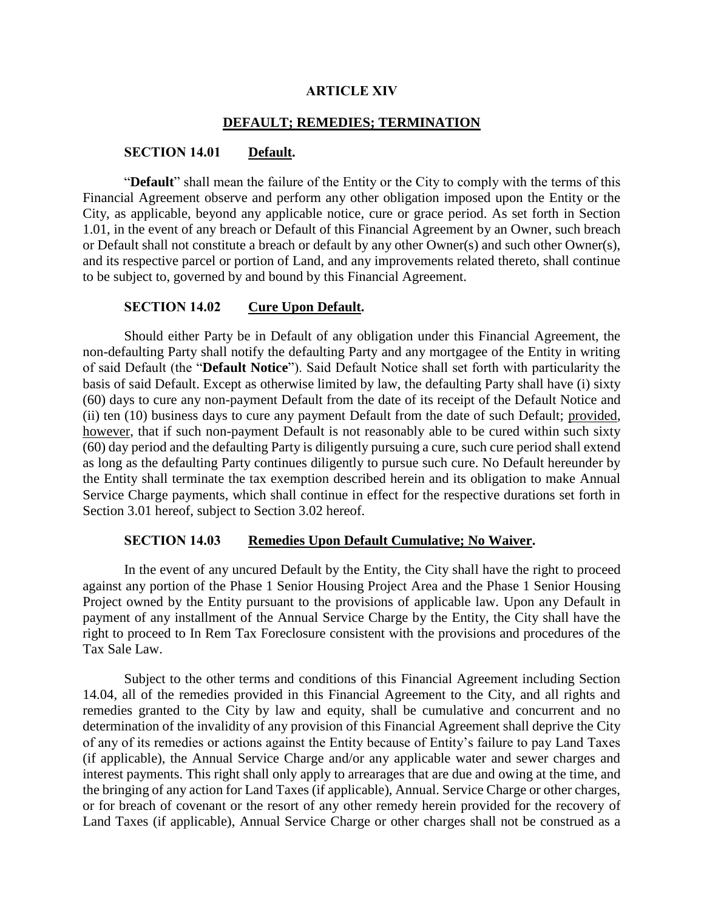## ARTICLE XIV

## DEFAULT; REMEDIES; TERMINATION

### SECTION 14.01 Default.

"**Default**" shall mean the failure of the Entity or the City to comply with the terms of this Financial Agreement observe and perform any other obligation imposed upon the Entity or the City, as applicable, beyond any applicable notice, cure or grace period. As set forth in Section 1.01, in the event of any breach or Default of this Financial Agreement by an Owner, such breach or Default shall not constitute a breach or default by any other Owner(s) and such other Owner(s), and its respective parcel or portion of Land, and any improvements related thereto, shall continue to be subject to, governed by and bound by this Financial Agreement.

### SECTION 14.02 Cure Upon Default.

Should either Party be in Default of any obligation under this Financial Agreement, the non-defaulting Party shall notify the defaulting Party and any mortgagee of the Entity in writing of said Default (the "**Default Notice**"). Said Default Notice shall set forth with particularity the basis of said Default. Except as otherwise limited by law, the defaulting Party shall have (i) sixty (60) days to cure any non-payment Default from the date of its receipt of the Default Notice and (ii) ten (10) business days to cure any payment Default from the date of such Default; provided, however, that if such non-payment Default is not reasonably able to be cured within such sixty (60) day period and the defaulting Party is diligently pursuing a cure, such cure period shall extend as long as the defaulting Party continues diligently to pursue such cure. No Default hereunder by the Entity shall terminate the tax exemption described herein and its obligation to make Annual Service Charge payments, which shall continue in effect for the respective durations set forth in Section 3.01 hereof, subject to Section 3.02 hereof.

### SECTION 14.03 Remedies Upon Default Cumulative; No Waiver.

In the event of any uncured Default by the Entity, the City shall have the right to proceed against any portion of the Phase 1 Senior Housing Project Area and the Phase 1 Senior Housing Project owned by the Entity pursuant to the provisions of applicable law. Upon any Default in payment of any installment of the Annual Service Charge by the Entity, the City shall have the right to proceed to In Rem Tax Foreclosure consistent with the provisions and procedures of the Tax Sale Law.

Subject to the other terms and conditions of this Financial Agreement including Section 14.04, all of the remedies provided in this Financial Agreement to the City, and all rights and remedies granted to the City by law and equity, shall be cumulative and concurrent and no determination of the invalidity of any provision of this Financial Agreement shall deprive the City of any of its remedies or actions against the Entity because of Entity's failure to pay Land Taxes (if applicable), the Annual Service Charge and/or any applicable water and sewer charges and interest payments. This right shall only apply to arrearages that are due and owing at the time, and the bringing of any action for Land Taxes (if applicable), Annual. Service Charge or other charges, or for breach of covenant or the resort of any other remedy herein provided for the recovery of Land Taxes (if applicable), Annual Service Charge or other charges shall not be construed as a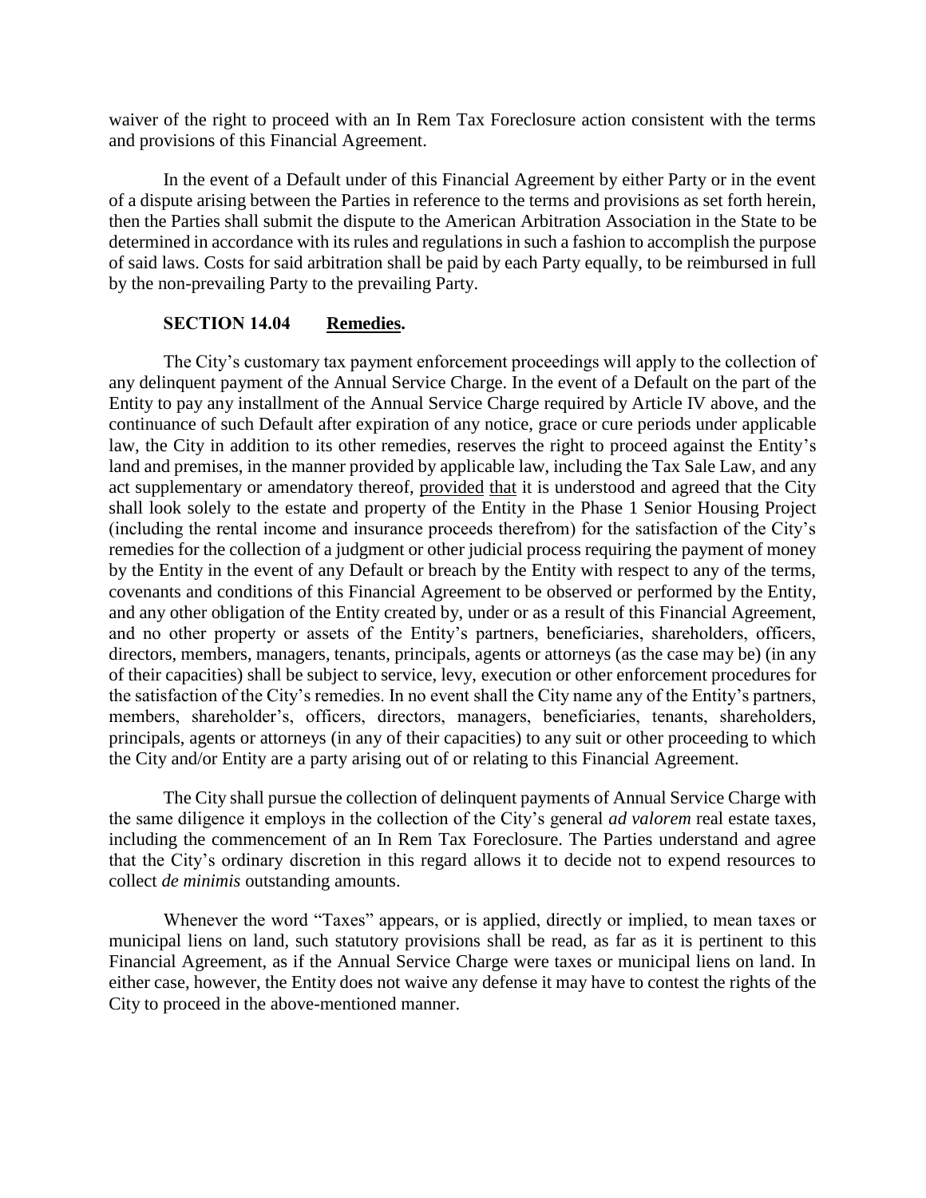waiver of the right to proceed with an In Rem Tax Foreclosure action consistent with the terms and provisions of this Financial Agreement.

In the event of a Default under of this Financial Agreement by either Party or in the event of a dispute arising between the Parties in reference to the terms and provisions as set forth herein, then the Parties shall submit the dispute to the American Arbitration Association in the State to be determined in accordance with its rules and regulations in such a fashion to accomplish the purpose of said laws. Costs for said arbitration shall be paid by each Party equally, to be reimbursed in full by the non-prevailing Party to the prevailing Party.

**SECTION 14.04 Remedies.**

The City's customary tax payment enforcement proceedings will apply to the collection of any delinquent payment of the Annual Service Charge. In the event of a Default on the part of the Entity to pay any installment of the Annual Service Charge required by Article IV above, and the continuance of such Default after expiration of any notice, grace or cure periods under applicable law, the City in addition to its other remedies, reserves the right to proceed against the Entity's land and premises, in the manner provided by applicable law, including the Tax Sale Law, and any act supplementary or amendatory thereof, provided that it is understood and agreed that the City shall look solely to the estate and property of the Entity in the Phase 1 Senior Housing Project (including the rental income and insurance proceeds therefrom) for the satisfaction of the City's remedies for the collection of a judgment or other judicial process requiring the payment of money by the Entity in the event of any Default or breach by the Entity with respect to any of the terms, covenants and conditions of this Financial Agreement to be observed or performed by the Entity, and any other obligation of the Entity created by, under or as a result of this Financial Agreement, and no other property or assets of the Entity's partners, beneficiaries, shareholders, officers, directors, members, managers, tenants, principals, agents or attorneys (as the case may be) (in any of their capacities) shall be subject to service, levy, execution or other enforcement procedures for the satisfaction of the City's remedies. In no event shall the City name any of the Entity's partners, members, shareholder's, officers, directors, managers, beneficiaries, tenants, shareholders, principals, agents or attorneys (in any of their capacities) to any suit or other proceeding to which the City and/or Entity are a party arising out of or relating to this Financial Agreement.

The City shall pursue the collection of delinquent payments of Annual Service Charge with the same diligence it employs in the collection of the City's general *ad valorem* real estate taxes, including the commencement of an In Rem Tax Foreclosure. The Parties understand and agree that the City's ordinary discretion in this regard allows it to decide not to expend resources to collect *de minimis* outstanding amounts.

Whenever the word "Taxes" appears, or is applied, directly or implied, to mean taxes or municipal liens on land, such statutory provisions shall be read, as far as it is pertinent to this Financial Agreement, as if the Annual Service Charge were taxes or municipal liens on land. In either case, however, the Entity does not waive any defense it may have to contest the rights of the City to proceed in the above-mentioned manner.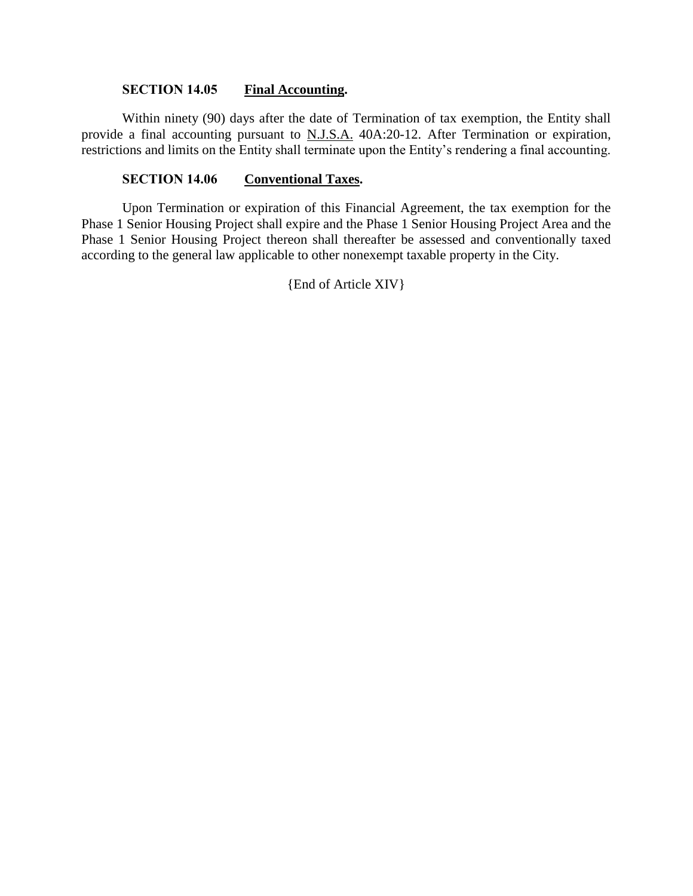**SECTION 14.05 Final Accounting.**

Within ninety (90) days after the date of Termination of tax exemption, the Entity shall provide a final accounting pursuant to N.J.S.A. 40A:20-12. After Termination or expiration, restrictions and limits on the Entity shall terminate upon the Entity's rendering a final accounting.

**SECTION 14.06 Conventional Taxes.**

Upon Termination or expiration of this Financial Agreement, the tax exemption for the Phase 1 Senior Housing Project shall expire and the Phase 1 Senior Housing Project Area and the Phase 1 Senior Housing Project thereon shall thereafter be assessed and conventionally taxed according to the general law applicable to other nonexempt taxable property in the City.

{End of Article XIV}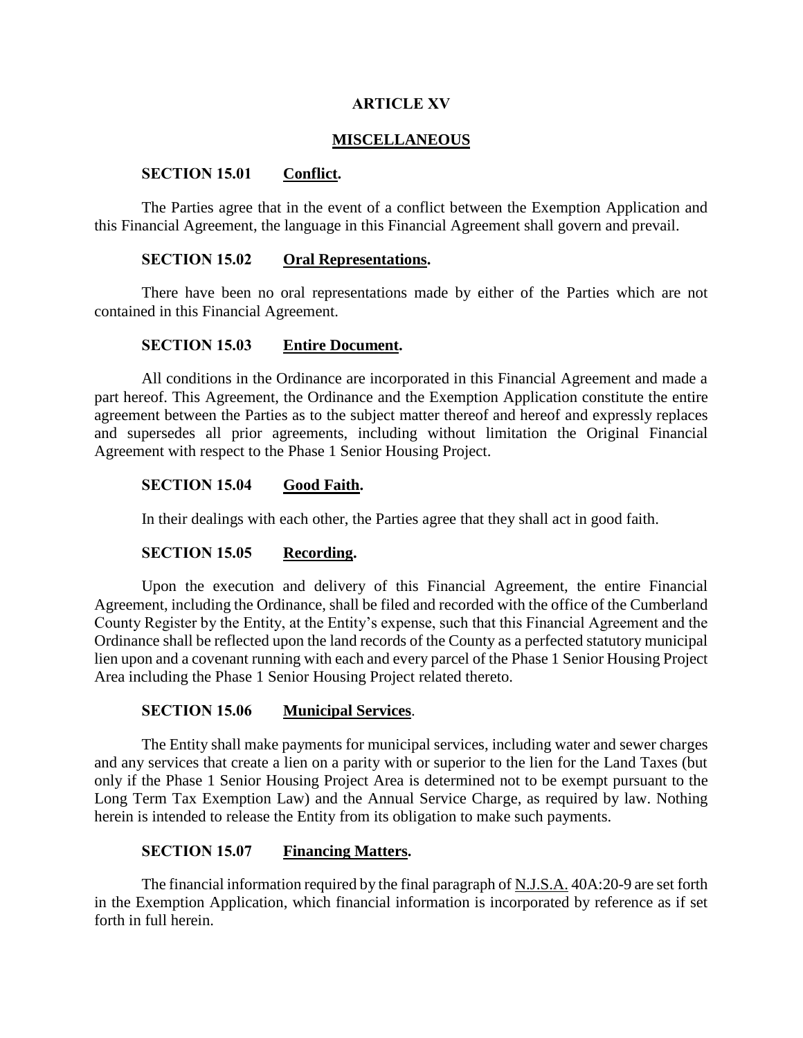# ARTICLE XV

## MISCELLANEOUS

### SECTION 15.01 Conflict.

The Parties agree that in the event of a conflict between the Exemption Application and this Financial Agreement, the language in this Financial Agreement shall govern and prevail.

### SECTION 15.02 Oral Representations.

There have been no oral representations made by either of the Parties which are not contained in this Financial Agreement.

### SECTION 15.03 Entire Document.

All conditions in the Ordinance are incorporated in this Financial Agreement and made a part hereof. This Agreement, the Ordinance and the Exemption Application constitute the entire agreement between the Parties as to the subject matter thereof and hereof and expressly replaces and supersedes all prior agreements, including without limitation the Original Financial Agreement with respect to the Phase 1 Senior Housing Project.

### SECTION 15.04 Good Faith.

In their dealings with each other, the Parties agree that they shall act in good faith.

### SECTION 15.05 Recording.

Upon the execution and delivery of this Financial Agreement, the entire Financial Agreement, including the Ordinance, shall be filed and recorded with the office of the Cumberland County Register by the Entity, at the Entity's expense, such that this Financial Agreement and the Ordinance shall be reflected upon the land records of the County as a perfected statutory municipal lien upon and a covenant running with each and every parcel of the Phase 1 Senior Housing Project Area including the Phase 1 Senior Housing Project related thereto.

### SECTION 15.06 Municipal Services.

The Entity shall make payments for municipal services, including water and sewer charges and any services that create a lien on a parity with or superior to the lien for the Land Taxes (but only if the Phase 1 Senior Housing Project Area is determined not to be exempt pursuant to the Long Term Tax Exemption Law) and the Annual Service Charge, as required by law. Nothing herein is intended to release the Entity from its obligation to make such payments.

### SECTION 15.07 Financing Matters.

The financial information required by the final paragraph of N.J.S.A. 40A:20-9 are set forth in the Exemption Application, which financial information is incorporated by reference as if set forth in full herein.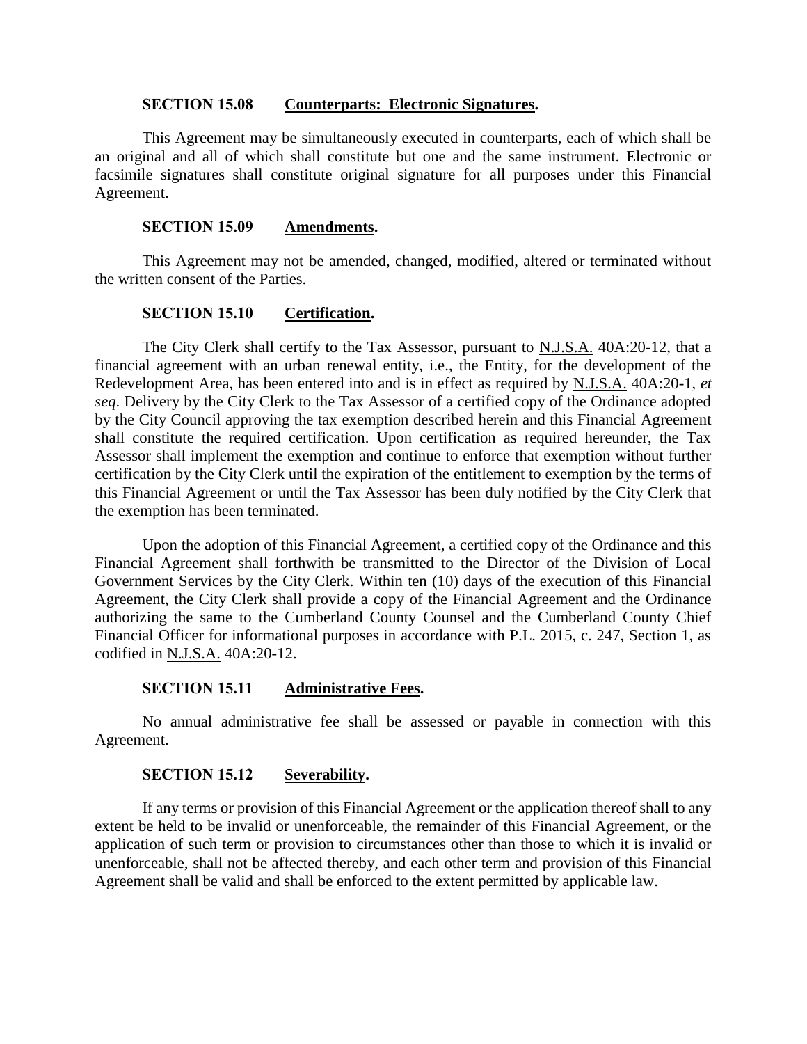**SECTION 15.08 Counterparts: Electronic Signatures.**

This Agreement may be simultaneously executed in counterparts, each of which shall be an original and all of which shall constitute but one and the same instrument. Electronic or facsimile signatures shall constitute original signature for all purposes under this Financial Agreement.

**SECTION 15.09 Amendments.**

This Agreement may not be amended, changed, modified, altered or terminated without the written consent of the Parties.

**SECTION 15.10 Certification.**

The City Clerk shall certify to the Tax Assessor, pursuant to N.J.S.A. 40A:20-12, that a financial agreement with an urban renewal entity, i.e., the Entity, for the development of the Redevelopment Area, has been entered into and is in effect as required by N.J.S.A. 40A:20-1, *et seq*. Delivery by the City Clerk to the Tax Assessor of a certified copy of the Ordinance adopted by the City Council approving the tax exemption described herein and this Financial Agreement shall constitute the required certification. Upon certification as required hereunder, the Tax Assessor shall implement the exemption and continue to enforce that exemption without further certification by the City Clerk until the expiration of the entitlement to exemption by the terms of this Financial Agreement or until the Tax Assessor has been duly notified by the City Clerk that the exemption has been terminated.

Upon the adoption of this Financial Agreement, a certified copy of the Ordinance and this Financial Agreement shall forthwith be transmitted to the Director of the Division of Local Government Services by the City Clerk. Within ten (10) days of the execution of this Financial Agreement, the City Clerk shall provide a copy of the Financial Agreement and the Ordinance authorizing the same to the Cumberland County Counsel and the Cumberland County Chief Financial Officer for informational purposes in accordance with P.L. 2015, c. 247, Section 1, as codified in N.J.S.A. 40A:20-12.

**SECTION 15.11 Administrative Fees.**

No annual administrative fee shall be assessed or payable in connection with this Agreement.

**SECTION 15.12 Severability.**

If any terms or provision of this Financial Agreement or the application thereof shall to any extent be held to be invalid or unenforceable, the remainder of this Financial Agreement, or the application of such term or provision to circumstances other than those to which it is invalid or unenforceable, shall not be affected thereby, and each other term and provision of this Financial Agreement shall be valid and shall be enforced to the extent permitted by applicable law.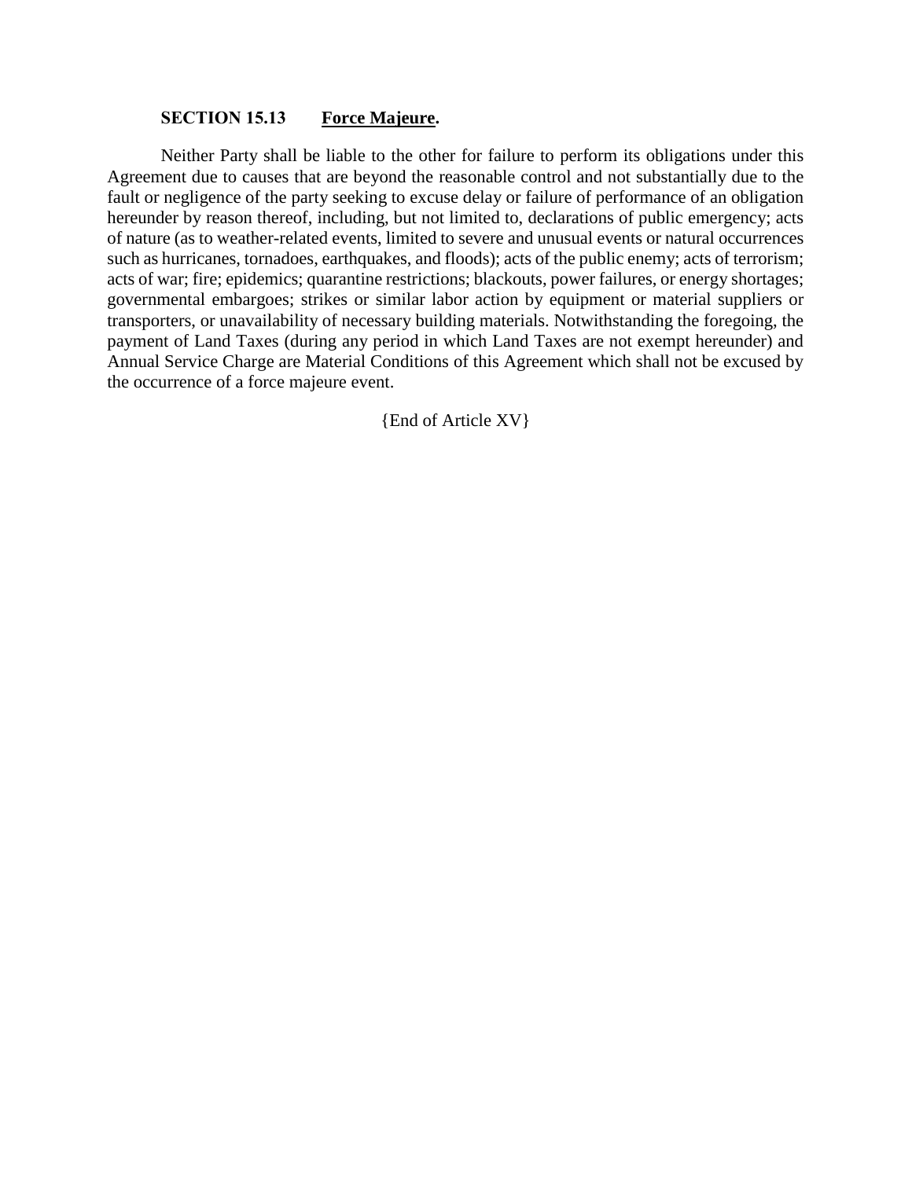### SECTION 15.13 Force Majeure.

Neither Party shall be liable to the other for failure to perform its obligations under this Agreement due to causes that are beyond the reasonable control and not substantially due to the fault or negligence of the party seeking to excuse delay or failure of performance of an obligation hereunder by reason thereof, including, but not limited to, declarations of public emergency; acts of nature (as to weather-related events, limited to severe and unusual events or natural occurrences such as hurricanes, tornadoes, earthquakes, and floods); acts of the public enemy; acts of terrorism; acts of war; fire; epidemics; quarantine restrictions; blackouts, power failures, or energy shortages; governmental embargoes; strikes or similar labor action by equipment or material suppliers or transporters, or unavailability of necessary building materials. Notwithstanding the foregoing, the payment of Land Taxes (during any period in which Land Taxes are not exempt hereunder) and Annual Service Charge are Material Conditions of this Agreement which shall not be excused by the occurrence of a force majeure event.

{End of Article XV}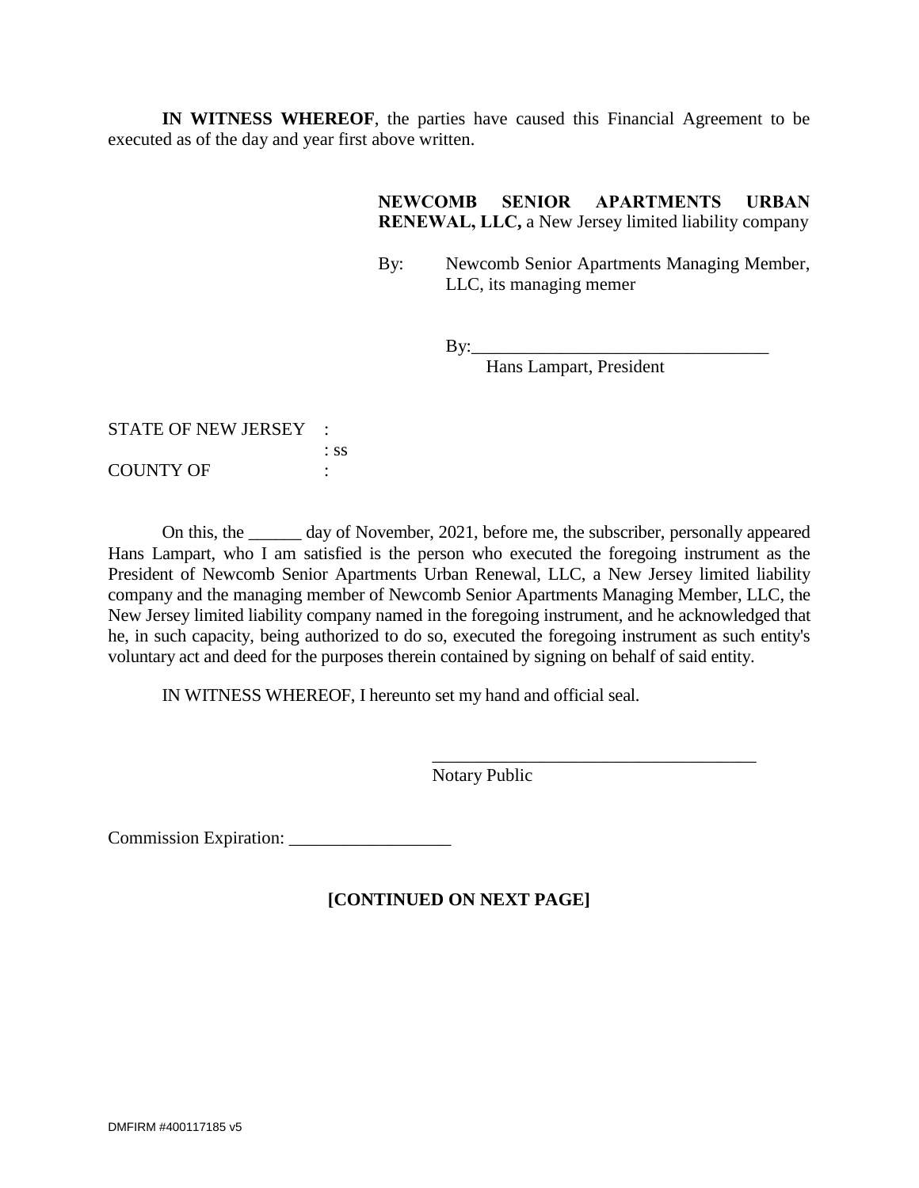**IN WITNESS WHEREOF**, the parties have caused this Financial Agreement to be executed as of the day and year first above written.

**NEWCOMB SENIOR APARTMENTS URBAN RENEWAL, LLC,** a New Jersey limited liability company

By: Newcomb Senior Apartments Managing Member, LLC, its managing memer

By:_________________________________
Hans Lampart, President

STATE OF NEW JERSEY :
: ss
COUNTY OF :

On this, the ______ day of November, 2021, before me, the subscriber, personally appeared Hans Lampart, who I am satisfied is the person who executed the foregoing instrument as the President of Newcomb Senior Apartments Urban Renewal, LLC, a New Jersey limited liability company and the managing member of Newcomb Senior Apartments Managing Member, LLC, the New Jersey limited liability company named in the foregoing instrument, and he acknowledged that he, in such capacity, being authorized to do so, executed the foregoing instrument as such entity's voluntary act and deed for the purposes therein contained by signing on behalf of said entity.

IN WITNESS WHEREOF, I hereunto set my hand and official seal.

_____________________________________
Notary Public

Commission Expiration: __________________

**[CONTINUED ON NEXT PAGE]**

DMFIRM #400117185 v5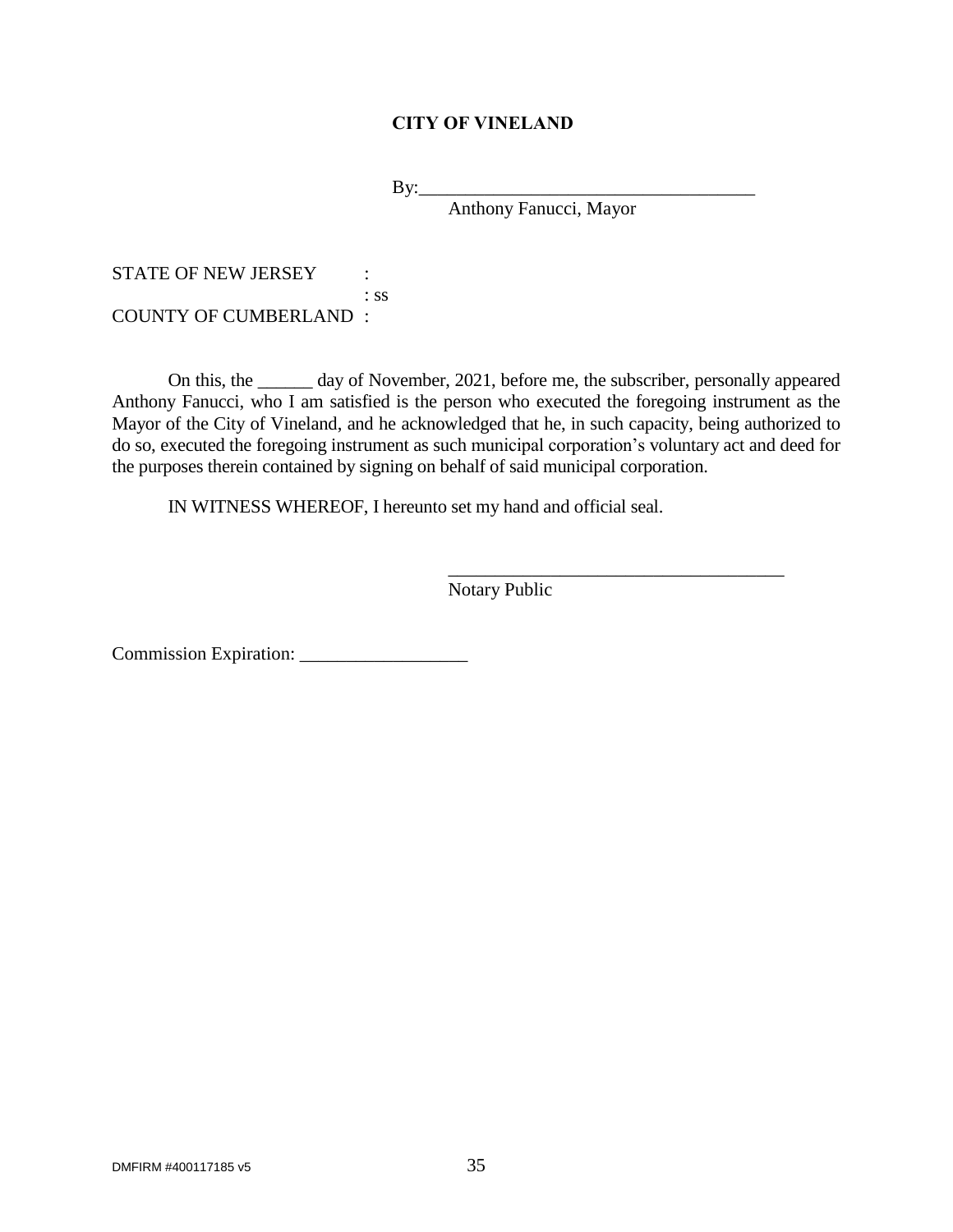**CITY OF VINELAND**

By:\_\_\_\_\_\_\_\_\_\_\_\_\_\_\_\_\_\_\_\_\_\_\_\_\_\_\_\_\_\_\_\_\_\_\_\_
Anthony Fanucci, Mayor

STATE OF NEW JERSEY :
: ss
COUNTY OF CUMBERLAND :

On this, the ______ day of November, 2021, before me, the subscriber, personally appeared Anthony Fanucci, who I am satisfied is the person who executed the foregoing instrument as the Mayor of the City of Vineland, and he acknowledged that he, in such capacity, being authorized to do so, executed the foregoing instrument as such municipal corporation's voluntary act and deed for the purposes therein contained by signing on behalf of said municipal corporation.

IN WITNESS WHEREOF, I hereunto set my hand and official seal.

\_\_\_\_\_\_\_\_\_\_\_\_\_\_\_\_\_\_\_\_\_\_\_\_\_\_\_\_\_\_\_\_\_\_\_\_
Notary Public

Commission Expiration: __________________

DMFIRM #400117185 v5